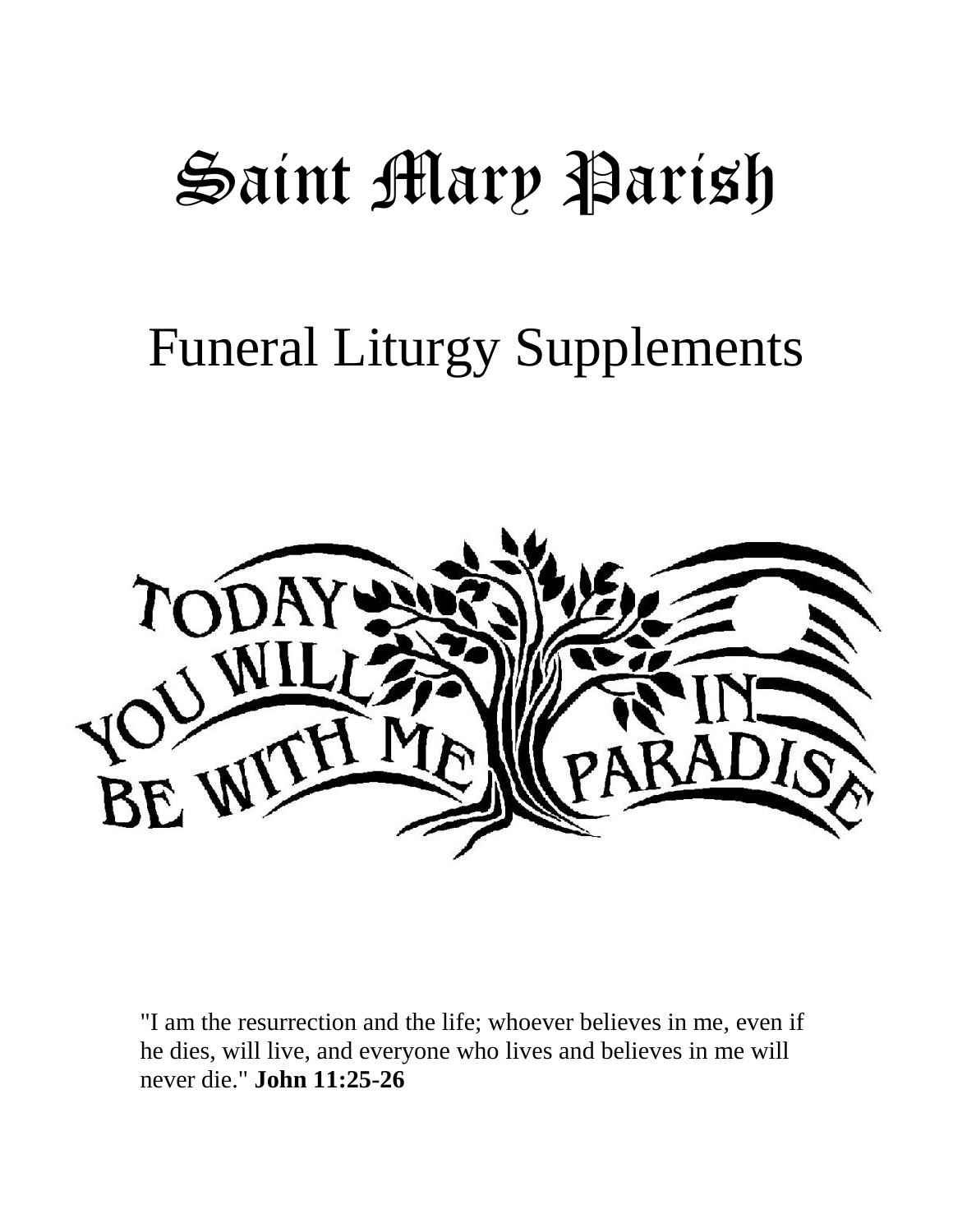# Saint Mary Parish

## Funeral Liturgy Supplements

TODAY YOU WILL BE WITH ME IN PARADISE

"I am the resurrection and the life; whoever believes in me, even if he dies, will live, and everyone who lives and believes in me will never die." **John 11:25-26**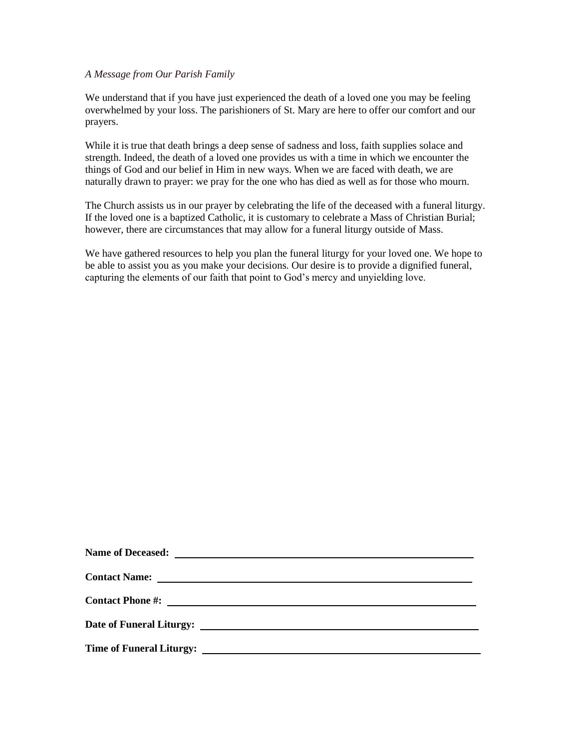*A Message from Our Parish Family*

We understand that if you have just experienced the death of a loved one you may be feeling overwhelmed by your loss. The parishioners of St. Mary are here to offer our comfort and our prayers.

While it is true that death brings a deep sense of sadness and loss, faith supplies solace and strength. Indeed, the death of a loved one provides us with a time in which we encounter the things of God and our belief in Him in new ways. When we are faced with death, we are naturally drawn to prayer: we pray for the one who has died as well as for those who mourn.

The Church assists us in our prayer by celebrating the life of the deceased with a funeral liturgy. If the loved one is a baptized Catholic, it is customary to celebrate a Mass of Christian Burial; however, there are circumstances that may allow for a funeral liturgy outside of Mass.

We have gathered resources to help you plan the funeral liturgy for your loved one. We hope to be able to assist you as you make your decisions. Our desire is to provide a dignified funeral, capturing the elements of our faith that point to God's mercy and unyielding love.

**Name of Deceased:** ______________________________________________

**Contact Name:** ______________________________________________

**Contact Phone #:** ______________________________________________

**Date of Funeral Liturgy:** ______________________________________________

**Time of Funeral Liturgy:** ______________________________________________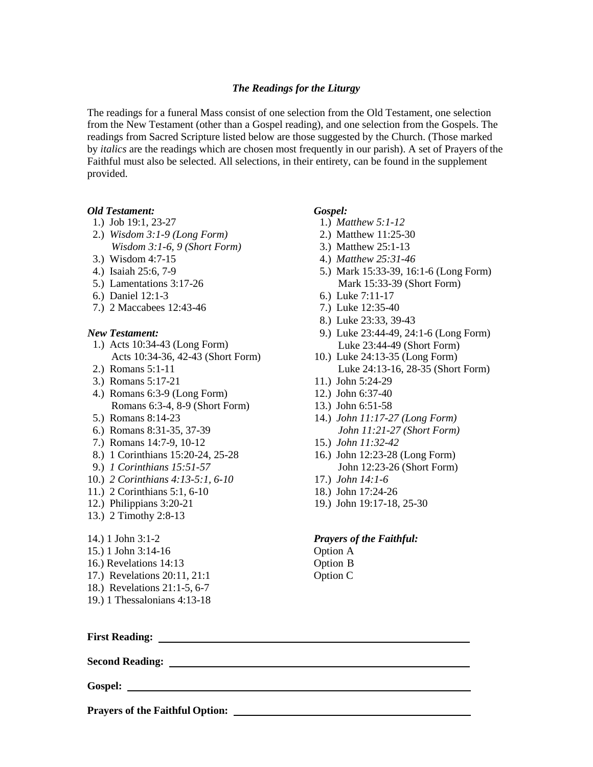### *The Readings for the Liturgy*

The readings for a funeral Mass consist of one selection from the Old Testament, one selection from the New Testament (other than a Gospel reading), and one selection from the Gospels. The readings from Sacred Scripture listed below are those suggested by the Church. (Those marked by *italics* are the readings which are chosen most frequently in our parish). A set of Prayers of the Faithful must also be selected. All selections, in their entirety, can be found in the supplement provided.

***Old Testament:***

1.) Job 19:1, 23-27
2.) *Wisdom 3:1-9 (Long Form)*
    *Wisdom 3:1-6, 9 (Short Form)*
3.) Wisdom 4:7-15
4.) Isaiah 25:6, 7-9
5.) Lamentations 3:17-26
6.) Daniel 12:1-3
7.) 2 Maccabees 12:43-46

***New Testament:***

1.) Acts 10:34-43 (Long Form)
    Acts 10:34-36, 42-43 (Short Form)
2.) Romans 5:1-11
3.) Romans 5:17-21
4.) Romans 6:3-9 (Long Form)
    Romans 6:3-4, 8-9 (Short Form)
5.) Romans 8:14-23
6.) Romans 8:31-35, 37-39
7.) Romans 14:7-9, 10-12
8.) 1 Corinthians 15:20-24, 25-28
9.) *1 Corinthians 15:51-57*
10.) *2 Corinthians 4:13-5:1, 6-10*
11.) 2 Corinthians 5:1, 6-10
12.) Philippians 3:20-21
13.) 2 Timothy 2:8-13
14.) 1 John 3:1-2
15.) 1 John 3:14-16
16.) Revelations 14:13
17.) Revelations 20:11, 21:1
18.) Revelations 21:1-5, 6-7
19.) 1 Thessalonians 4:13-18

***Gospel:***

1.) *Matthew 5:1-12*
2.) Matthew 11:25-30
3.) Matthew 25:1-13
4.) *Matthew 25:31-46*
5.) Mark 15:33-39, 16:1-6 (Long Form)
    Mark 15:33-39 (Short Form)
6.) Luke 7:11-17
7.) Luke 12:35-40
8.) Luke 23:33, 39-43
9.) Luke 23:44-49, 24:1-6 (Long Form)
    Luke 23:44-49 (Short Form)
10.) Luke 24:13-35 (Long Form)
    Luke 24:13-16, 28-35 (Short Form)
11.) John 5:24-29
12.) John 6:37-40
13.) John 6:51-58
14.) *John 11:17-27 (Long Form)*
    *John 11:21-27 (Short Form)*
15.) *John 11:32-42*
16.) John 12:23-28 (Long Form)
    John 12:23-26 (Short Form)
17.) *John 14:1-6*
18.) John 17:24-26
19.) John 19:17-18, 25-30

***Prayers of the Faithful:***

Option A
Option B
Option C

**First Reading:** ______________________________

**Second Reading:** ______________________________

**Gospel:** ______________________________

**Prayers of the Faithful Option:** ______________________________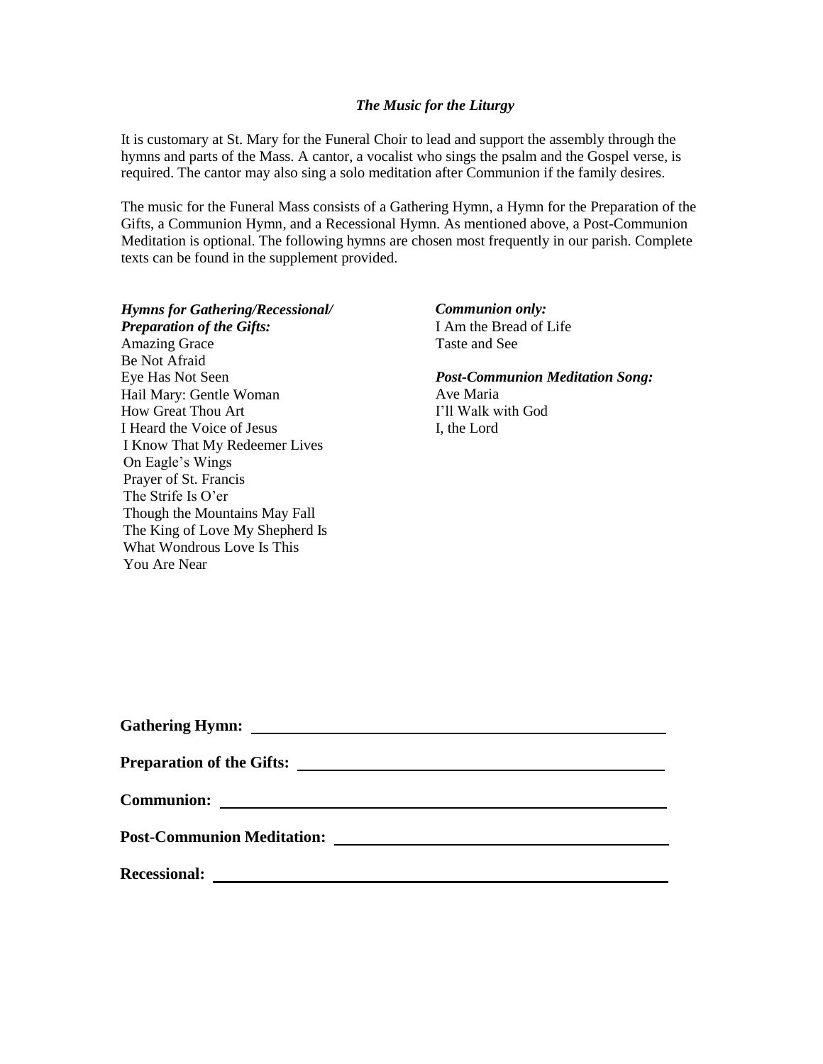### *The Music for the Liturgy*

It is customary at St. Mary for the Funeral Choir to lead and support the assembly through the hymns and parts of the Mass. A cantor, a vocalist who sings the psalm and the Gospel verse, is required. The cantor may also sing a solo meditation after Communion if the family desires.

The music for the Funeral Mass consists of a Gathering Hymn, a Hymn for the Preparation of the Gifts, a Communion Hymn, and a Recessional Hymn. As mentioned above, a Post-Communion Meditation is optional. The following hymns are chosen most frequently in our parish. Complete texts can be found in the supplement provided.

***Hymns for Gathering/Recessional/ Preparation of the Gifts:***

Amazing Grace
Be Not Afraid
Eye Has Not Seen
Hail Mary: Gentle Woman
How Great Thou Art
I Heard the Voice of Jesus
I Know That My Redeemer Lives
On Eagle's Wings
Prayer of St. Francis
The Strife Is O'er
Though the Mountains May Fall
The King of Love My Shepherd Is
What Wondrous Love Is This
You Are Near

***Communion only:***

I Am the Bread of Life
Taste and See

***Post-Communion Meditation Song:***

Ave Maria
I'll Walk with God
I, the Lord

**Gathering Hymn:** ______________________________

**Preparation of the Gifts:** ______________________________

**Communion:** ______________________________

**Post-Communion Meditation:** ______________________________

**Recessional:** ______________________________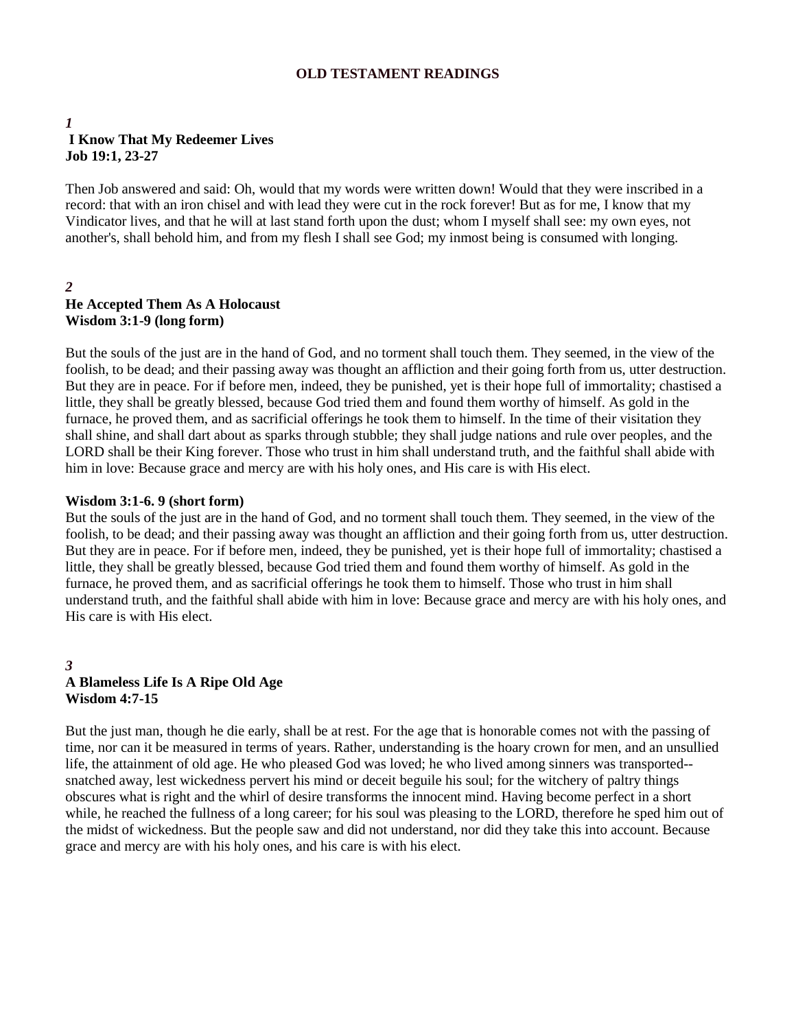# OLD TESTAMENT READINGS

***1***

**I Know That My Redeemer Lives**
**Job 19:1, 23-27**

Then Job answered and said: Oh, would that my words were written down! Would that they were inscribed in a record: that with an iron chisel and with lead they were cut in the rock forever! But as for me, I know that my Vindicator lives, and that he will at last stand forth upon the dust; whom I myself shall see: my own eyes, not another's, shall behold him, and from my flesh I shall see God; my inmost being is consumed with longing.

***2***

**He Accepted Them As A Holocaust**
**Wisdom 3:1-9 (long form)**

But the souls of the just are in the hand of God, and no torment shall touch them. They seemed, in the view of the foolish, to be dead; and their passing away was thought an affliction and their going forth from us, utter destruction. But they are in peace. For if before men, indeed, they be punished, yet is their hope full of immortality; chastised a little, they shall be greatly blessed, because God tried them and found them worthy of himself. As gold in the furnace, he proved them, and as sacrificial offerings he took them to himself. In the time of their visitation they shall shine, and shall dart about as sparks through stubble; they shall judge nations and rule over peoples, and the LORD shall be their King forever. Those who trust in him shall understand truth, and the faithful shall abide with him in love: Because grace and mercy are with his holy ones, and His care is with His elect.

**Wisdom 3:1-6. 9 (short form)**

But the souls of the just are in the hand of God, and no torment shall touch them. They seemed, in the view of the foolish, to be dead; and their passing away was thought an affliction and their going forth from us, utter destruction. But they are in peace. For if before men, indeed, they be punished, yet is their hope full of immortality; chastised a little, they shall be greatly blessed, because God tried them and found them worthy of himself. As gold in the furnace, he proved them, and as sacrificial offerings he took them to himself. Those who trust in him shall understand truth, and the faithful shall abide with him in love: Because grace and mercy are with his holy ones, and His care is with His elect.

***3***

**A Blameless Life Is A Ripe Old Age**
**Wisdom 4:7-15**

But the just man, though he die early, shall be at rest. For the age that is honorable comes not with the passing of time, nor can it be measured in terms of years. Rather, understanding is the hoary crown for men, and an unsullied life, the attainment of old age. He who pleased God was loved; he who lived among sinners was transported--snatched away, lest wickedness pervert his mind or deceit beguile his soul; for the witchery of paltry things obscures what is right and the whirl of desire transforms the innocent mind. Having become perfect in a short while, he reached the fullness of a long career; for his soul was pleasing to the LORD, therefore he sped him out of the midst of wickedness. But the people saw and did not understand, nor did they take this into account. Because grace and mercy are with his holy ones, and his care is with his elect.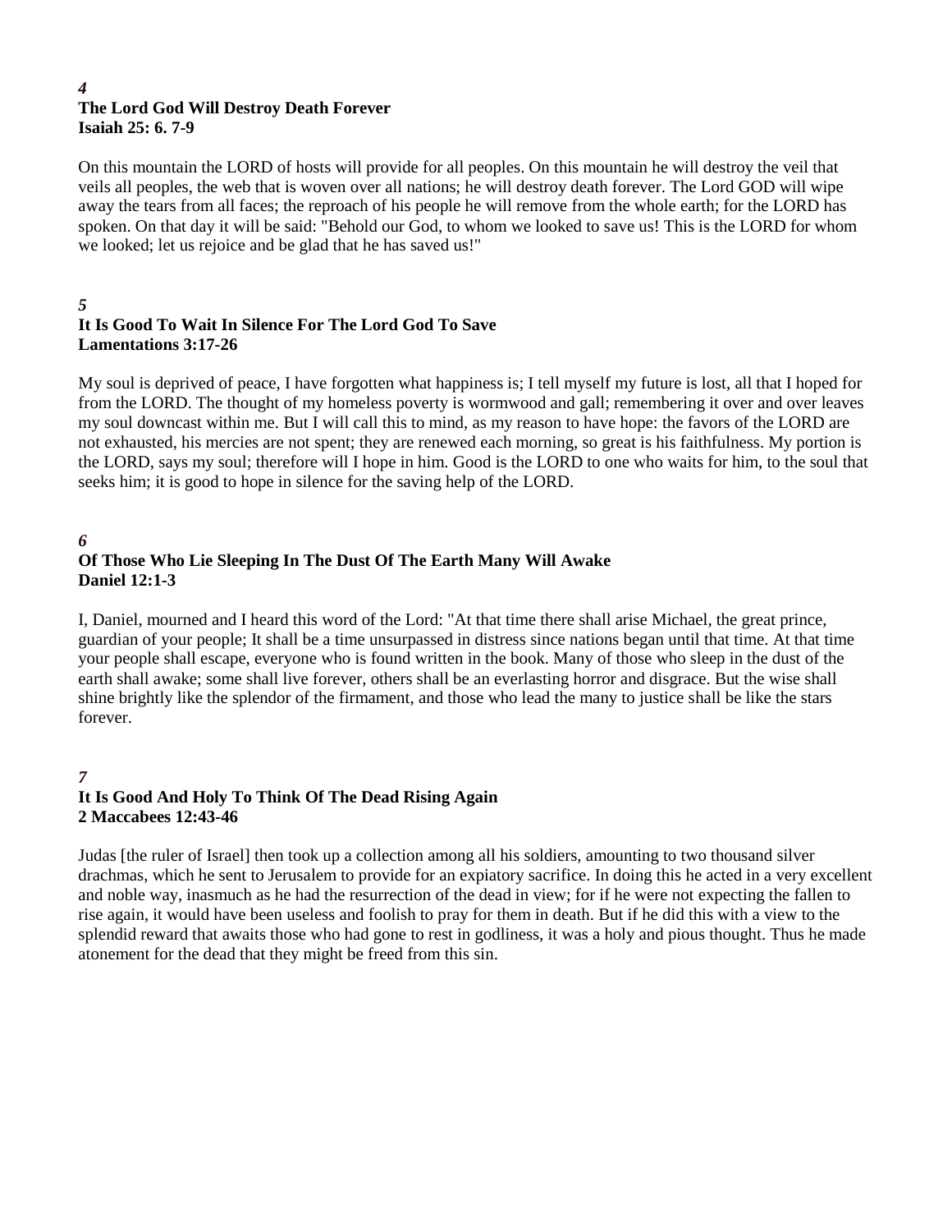***4***
**The Lord God Will Destroy Death Forever**
**Isaiah 25: 6. 7-9**

On this mountain the LORD of hosts will provide for all peoples. On this mountain he will destroy the veil that veils all peoples, the web that is woven over all nations; he will destroy death forever. The Lord GOD will wipe away the tears from all faces; the reproach of his people he will remove from the whole earth; for the LORD has spoken. On that day it will be said: "Behold our God, to whom we looked to save us! This is the LORD for whom we looked; let us rejoice and be glad that he has saved us!"

***5***
**It Is Good To Wait In Silence For The Lord God To Save**
**Lamentations 3:17-26**

My soul is deprived of peace, I have forgotten what happiness is; I tell myself my future is lost, all that I hoped for from the LORD. The thought of my homeless poverty is wormwood and gall; remembering it over and over leaves my soul downcast within me. But I will call this to mind, as my reason to have hope: the favors of the LORD are not exhausted, his mercies are not spent; they are renewed each morning, so great is his faithfulness. My portion is the LORD, says my soul; therefore will I hope in him. Good is the LORD to one who waits for him, to the soul that seeks him; it is good to hope in silence for the saving help of the LORD.

***6***
**Of Those Who Lie Sleeping In The Dust Of The Earth Many Will Awake**
**Daniel 12:1-3**

I, Daniel, mourned and I heard this word of the Lord: "At that time there shall arise Michael, the great prince, guardian of your people; It shall be a time unsurpassed in distress since nations began until that time. At that time your people shall escape, everyone who is found written in the book. Many of those who sleep in the dust of the earth shall awake; some shall live forever, others shall be an everlasting horror and disgrace. But the wise shall shine brightly like the splendor of the firmament, and those who lead the many to justice shall be like the stars forever.

***7***
**It Is Good And Holy To Think Of The Dead Rising Again**
**2 Maccabees 12:43-46**

Judas [the ruler of Israel] then took up a collection among all his soldiers, amounting to two thousand silver drachmas, which he sent to Jerusalem to provide for an expiatory sacrifice. In doing this he acted in a very excellent and noble way, inasmuch as he had the resurrection of the dead in view; for if he were not expecting the fallen to rise again, it would have been useless and foolish to pray for them in death. But if he did this with a view to the splendid reward that awaits those who had gone to rest in godliness, it was a holy and pious thought. Thus he made atonement for the dead that they might be freed from this sin.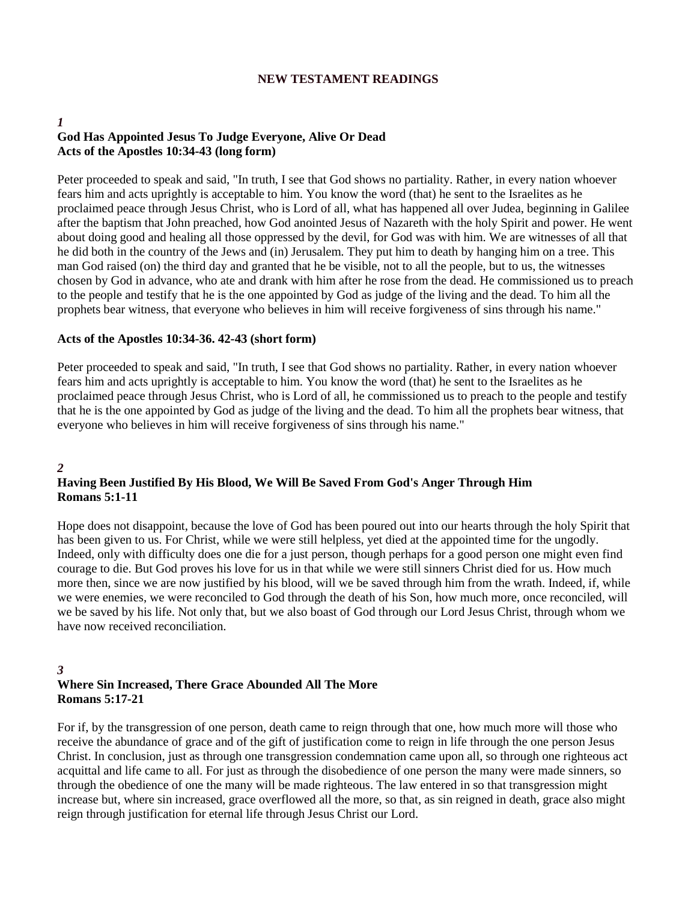## NEW TESTAMENT READINGS

***1***

**God Has Appointed Jesus To Judge Everyone, Alive Or Dead**
**Acts of the Apostles 10:34-43 (long form)**

Peter proceeded to speak and said, "In truth, I see that God shows no partiality. Rather, in every nation whoever fears him and acts uprightly is acceptable to him. You know the word (that) he sent to the Israelites as he proclaimed peace through Jesus Christ, who is Lord of all, what has happened all over Judea, beginning in Galilee after the baptism that John preached, how God anointed Jesus of Nazareth with the holy Spirit and power. He went about doing good and healing all those oppressed by the devil, for God was with him. We are witnesses of all that he did both in the country of the Jews and (in) Jerusalem. They put him to death by hanging him on a tree. This man God raised (on) the third day and granted that he be visible, not to all the people, but to us, the witnesses chosen by God in advance, who ate and drank with him after he rose from the dead. He commissioned us to preach to the people and testify that he is the one appointed by God as judge of the living and the dead. To him all the prophets bear witness, that everyone who believes in him will receive forgiveness of sins through his name."

**Acts of the Apostles 10:34-36. 42-43 (short form)**

Peter proceeded to speak and said, "In truth, I see that God shows no partiality. Rather, in every nation whoever fears him and acts uprightly is acceptable to him. You know the word (that) he sent to the Israelites as he proclaimed peace through Jesus Christ, who is Lord of all, he commissioned us to preach to the people and testify that he is the one appointed by God as judge of the living and the dead. To him all the prophets bear witness, that everyone who believes in him will receive forgiveness of sins through his name."

***2***

**Having Been Justified By His Blood, We Will Be Saved From God's Anger Through Him**
**Romans 5:1-11**

Hope does not disappoint, because the love of God has been poured out into our hearts through the holy Spirit that has been given to us. For Christ, while we were still helpless, yet died at the appointed time for the ungodly. Indeed, only with difficulty does one die for a just person, though perhaps for a good person one might even find courage to die. But God proves his love for us in that while we were still sinners Christ died for us. How much more then, since we are now justified by his blood, will we be saved through him from the wrath. Indeed, if, while we were enemies, we were reconciled to God through the death of his Son, how much more, once reconciled, will we be saved by his life. Not only that, but we also boast of God through our Lord Jesus Christ, through whom we have now received reconciliation.

***3***

**Where Sin Increased, There Grace Abounded All The More**
**Romans 5:17-21**

For if, by the transgression of one person, death came to reign through that one, how much more will those who receive the abundance of grace and of the gift of justification come to reign in life through the one person Jesus Christ. In conclusion, just as through one transgression condemnation came upon all, so through one righteous act acquittal and life came to all. For just as through the disobedience of one person the many were made sinners, so through the obedience of one the many will be made righteous. The law entered in so that transgression might increase but, where sin increased, grace overflowed all the more, so that, as sin reigned in death, grace also might reign through justification for eternal life through Jesus Christ our Lord.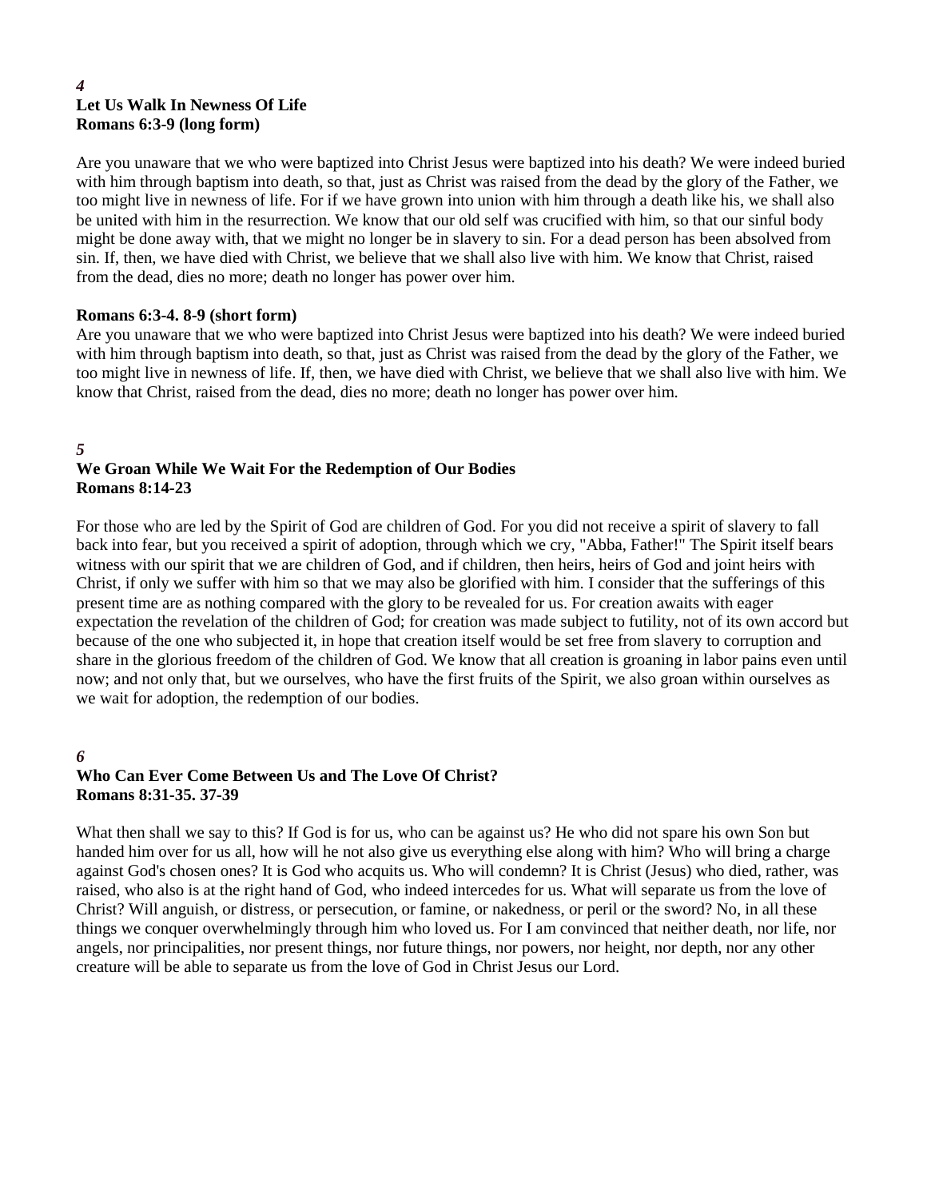*4*
**Let Us Walk In Newness Of Life**
**Romans 6:3-9 (long form)**

Are you unaware that we who were baptized into Christ Jesus were baptized into his death? We were indeed buried with him through baptism into death, so that, just as Christ was raised from the dead by the glory of the Father, we too might live in newness of life. For if we have grown into union with him through a death like his, we shall also be united with him in the resurrection. We know that our old self was crucified with him, so that our sinful body might be done away with, that we might no longer be in slavery to sin. For a dead person has been absolved from sin. If, then, we have died with Christ, we believe that we shall also live with him. We know that Christ, raised from the dead, dies no more; death no longer has power over him.

**Romans 6:3-4. 8-9 (short form)**

Are you unaware that we who were baptized into Christ Jesus were baptized into his death? We were indeed buried with him through baptism into death, so that, just as Christ was raised from the dead by the glory of the Father, we too might live in newness of life. If, then, we have died with Christ, we believe that we shall also live with him. We know that Christ, raised from the dead, dies no more; death no longer has power over him.

*5*
**We Groan While We Wait For the Redemption of Our Bodies**
**Romans 8:14-23**

For those who are led by the Spirit of God are children of God. For you did not receive a spirit of slavery to fall back into fear, but you received a spirit of adoption, through which we cry, "Abba, Father!" The Spirit itself bears witness with our spirit that we are children of God, and if children, then heirs, heirs of God and joint heirs with Christ, if only we suffer with him so that we may also be glorified with him. I consider that the sufferings of this present time are as nothing compared with the glory to be revealed for us. For creation awaits with eager expectation the revelation of the children of God; for creation was made subject to futility, not of its own accord but because of the one who subjected it, in hope that creation itself would be set free from slavery to corruption and share in the glorious freedom of the children of God. We know that all creation is groaning in labor pains even until now; and not only that, but we ourselves, who have the first fruits of the Spirit, we also groan within ourselves as we wait for adoption, the redemption of our bodies.

*6*
**Who Can Ever Come Between Us and The Love Of Christ?**
**Romans 8:31-35. 37-39**

What then shall we say to this? If God is for us, who can be against us? He who did not spare his own Son but handed him over for us all, how will he not also give us everything else along with him? Who will bring a charge against God's chosen ones? It is God who acquits us. Who will condemn? It is Christ (Jesus) who died, rather, was raised, who also is at the right hand of God, who indeed intercedes for us. What will separate us from the love of Christ? Will anguish, or distress, or persecution, or famine, or nakedness, or peril or the sword? No, in all these things we conquer overwhelmingly through him who loved us. For I am convinced that neither death, nor life, nor angels, nor principalities, nor present things, nor future things, nor powers, nor height, nor depth, nor any other creature will be able to separate us from the love of God in Christ Jesus our Lord.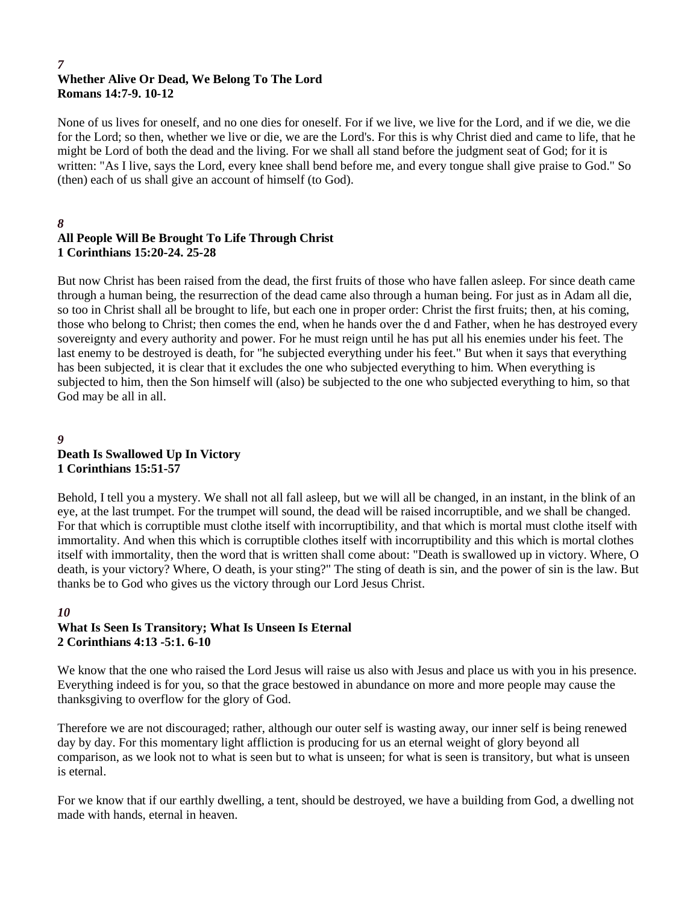*7*
**Whether Alive Or Dead, We Belong To The Lord**
**Romans 14:7-9. 10-12**

None of us lives for oneself, and no one dies for oneself. For if we live, we live for the Lord, and if we die, we die for the Lord; so then, whether we live or die, we are the Lord's. For this is why Christ died and came to life, that he might be Lord of both the dead and the living. For we shall all stand before the judgment seat of God; for it is written: "As I live, says the Lord, every knee shall bend before me, and every tongue shall give praise to God." So (then) each of us shall give an account of himself (to God).

*8*
**All People Will Be Brought To Life Through Christ**
**1 Corinthians 15:20-24. 25-28**

But now Christ has been raised from the dead, the first fruits of those who have fallen asleep. For since death came through a human being, the resurrection of the dead came also through a human being. For just as in Adam all die, so too in Christ shall all be brought to life, but each one in proper order: Christ the first fruits; then, at his coming, those who belong to Christ; then comes the end, when he hands over the d and Father, when he has destroyed every sovereignty and every authority and power. For he must reign until he has put all his enemies under his feet. The last enemy to be destroyed is death, for "he subjected everything under his feet." But when it says that everything has been subjected, it is clear that it excludes the one who subjected everything to him. When everything is subjected to him, then the Son himself will (also) be subjected to the one who subjected everything to him, so that God may be all in all.

*9*
**Death Is Swallowed Up In Victory**
**1 Corinthians 15:51-57**

Behold, I tell you a mystery. We shall not all fall asleep, but we will all be changed, in an instant, in the blink of an eye, at the last trumpet. For the trumpet will sound, the dead will be raised incorruptible, and we shall be changed. For that which is corruptible must clothe itself with incorruptibility, and that which is mortal must clothe itself with immortality. And when this which is corruptible clothes itself with incorruptibility and this which is mortal clothes itself with immortality, then the word that is written shall come about: "Death is swallowed up in victory. Where, O death, is your victory? Where, O death, is your sting?" The sting of death is sin, and the power of sin is the law. But thanks be to God who gives us the victory through our Lord Jesus Christ.

*10*
**What Is Seen Is Transitory; What Is Unseen Is Eternal**
**2 Corinthians 4:13 -5:1. 6-10**

We know that the one who raised the Lord Jesus will raise us also with Jesus and place us with you in his presence. Everything indeed is for you, so that the grace bestowed in abundance on more and more people may cause the thanksgiving to overflow for the glory of God.

Therefore we are not discouraged; rather, although our outer self is wasting away, our inner self is being renewed day by day. For this momentary light affliction is producing for us an eternal weight of glory beyond all comparison, as we look not to what is seen but to what is unseen; for what is seen is transitory, but what is unseen is eternal.

For we know that if our earthly dwelling, a tent, should be destroyed, we have a building from God, a dwelling not made with hands, eternal in heaven.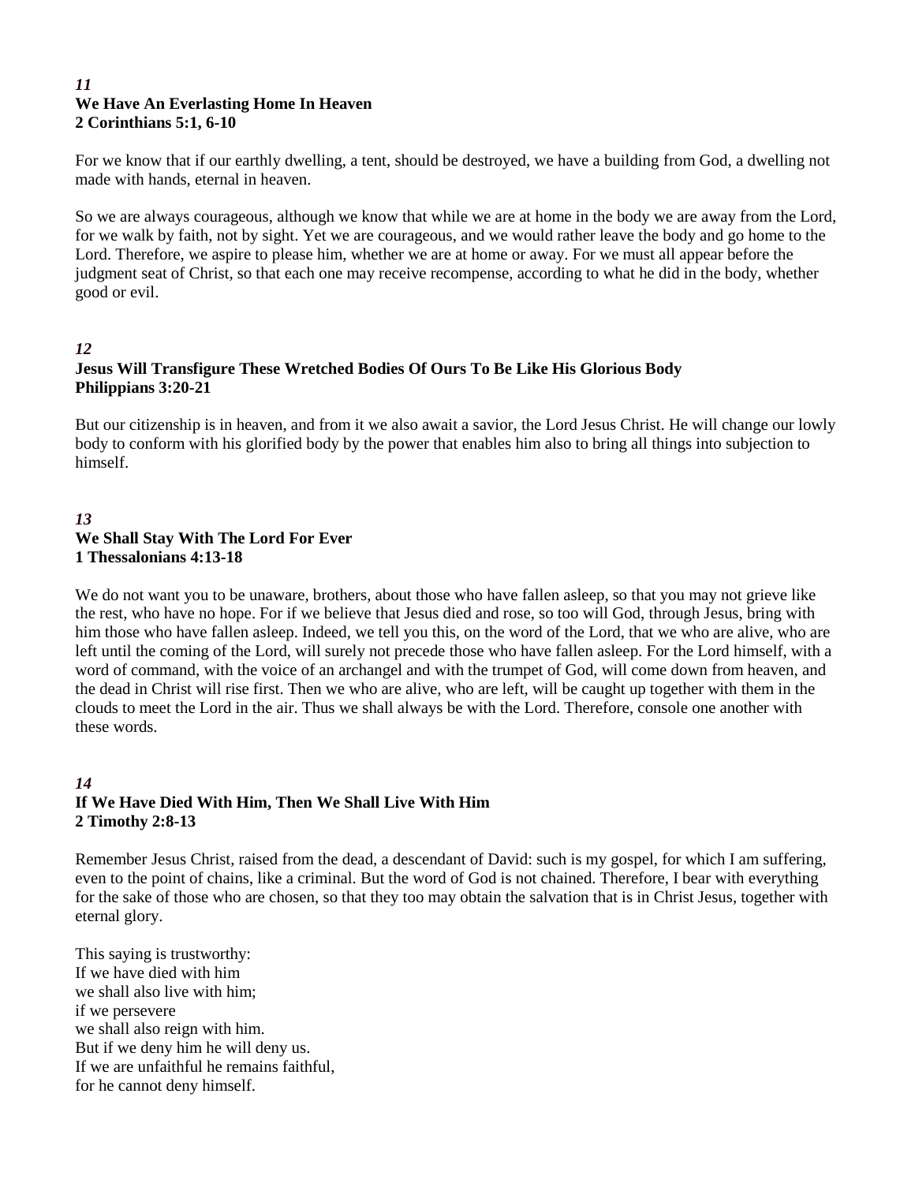*11*
**We Have An Everlasting Home In Heaven**
**2 Corinthians 5:1, 6-10**

For we know that if our earthly dwelling, a tent, should be destroyed, we have a building from God, a dwelling not made with hands, eternal in heaven.

So we are always courageous, although we know that while we are at home in the body we are away from the Lord, for we walk by faith, not by sight. Yet we are courageous, and we would rather leave the body and go home to the Lord. Therefore, we aspire to please him, whether we are at home or away. For we must all appear before the judgment seat of Christ, so that each one may receive recompense, according to what he did in the body, whether good or evil.

*12*
**Jesus Will Transfigure These Wretched Bodies Of Ours To Be Like His Glorious Body**
**Philippians 3:20-21**

But our citizenship is in heaven, and from it we also await a savior, the Lord Jesus Christ. He will change our lowly body to conform with his glorified body by the power that enables him also to bring all things into subjection to himself.

*13*
**We Shall Stay With The Lord For Ever**
**1 Thessalonians 4:13-18**

We do not want you to be unaware, brothers, about those who have fallen asleep, so that you may not grieve like the rest, who have no hope. For if we believe that Jesus died and rose, so too will God, through Jesus, bring with him those who have fallen asleep. Indeed, we tell you this, on the word of the Lord, that we who are alive, who are left until the coming of the Lord, will surely not precede those who have fallen asleep. For the Lord himself, with a word of command, with the voice of an archangel and with the trumpet of God, will come down from heaven, and the dead in Christ will rise first. Then we who are alive, who are left, will be caught up together with them in the clouds to meet the Lord in the air. Thus we shall always be with the Lord. Therefore, console one another with these words.

*14*
**If We Have Died With Him, Then We Shall Live With Him**
**2 Timothy 2:8-13**

Remember Jesus Christ, raised from the dead, a descendant of David: such is my gospel, for which I am suffering, even to the point of chains, like a criminal. But the word of God is not chained. Therefore, I bear with everything for the sake of those who are chosen, so that they too may obtain the salvation that is in Christ Jesus, together with eternal glory.

This saying is trustworthy:
If we have died with him
we shall also live with him;
if we persevere
we shall also reign with him.
But if we deny him he will deny us.
If we are unfaithful he remains faithful,
for he cannot deny himself.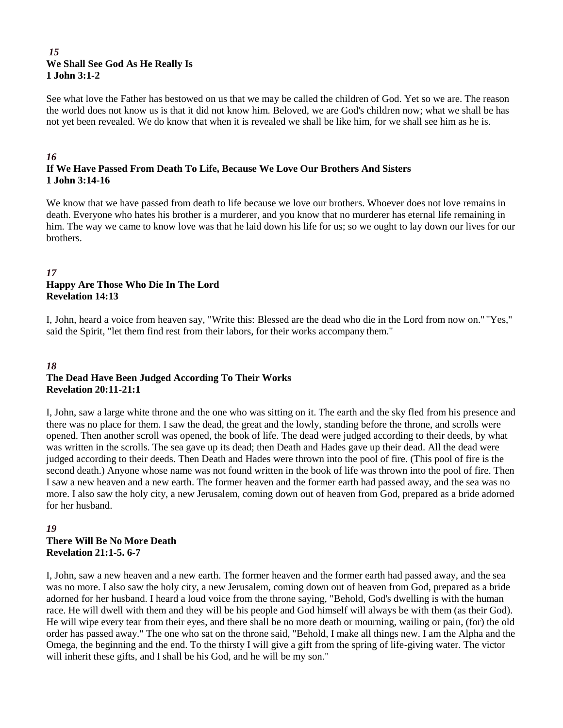*15*
**We Shall See God As He Really Is**
**1 John 3:1-2**

See what love the Father has bestowed on us that we may be called the children of God. Yet so we are. The reason the world does not know us is that it did not know him. Beloved, we are God's children now; what we shall be has not yet been revealed. We do know that when it is revealed we shall be like him, for we shall see him as he is.

*16*
**If We Have Passed From Death To Life, Because We Love Our Brothers And Sisters**
**1 John 3:14-16**

We know that we have passed from death to life because we love our brothers. Whoever does not love remains in death. Everyone who hates his brother is a murderer, and you know that no murderer has eternal life remaining in him. The way we came to know love was that he laid down his life for us; so we ought to lay down our lives for our brothers.

*17*
**Happy Are Those Who Die In The Lord**
**Revelation 14:13**

I, John, heard a voice from heaven say, "Write this: Blessed are the dead who die in the Lord from now on." "Yes," said the Spirit, "let them find rest from their labors, for their works accompany them."

*18*
**The Dead Have Been Judged According To Their Works**
**Revelation 20:11-21:1**

I, John, saw a large white throne and the one who was sitting on it. The earth and the sky fled from his presence and there was no place for them. I saw the dead, the great and the lowly, standing before the throne, and scrolls were opened. Then another scroll was opened, the book of life. The dead were judged according to their deeds, by what was written in the scrolls. The sea gave up its dead; then Death and Hades gave up their dead. All the dead were judged according to their deeds. Then Death and Hades were thrown into the pool of fire. (This pool of fire is the second death.) Anyone whose name was not found written in the book of life was thrown into the pool of fire. Then I saw a new heaven and a new earth. The former heaven and the former earth had passed away, and the sea was no more. I also saw the holy city, a new Jerusalem, coming down out of heaven from God, prepared as a bride adorned for her husband.

*19*
**There Will Be No More Death**
**Revelation 21:1-5. 6-7**

I, John, saw a new heaven and a new earth. The former heaven and the former earth had passed away, and the sea was no more. I also saw the holy city, a new Jerusalem, coming down out of heaven from God, prepared as a bride adorned for her husband. I heard a loud voice from the throne saying, "Behold, God's dwelling is with the human race. He will dwell with them and they will be his people and God himself will always be with them (as their God). He will wipe every tear from their eyes, and there shall be no more death or mourning, wailing or pain, (for) the old order has passed away." The one who sat on the throne said, "Behold, I make all things new. I am the Alpha and the Omega, the beginning and the end. To the thirsty I will give a gift from the spring of life-giving water. The victor will inherit these gifts, and I shall be his God, and he will be my son."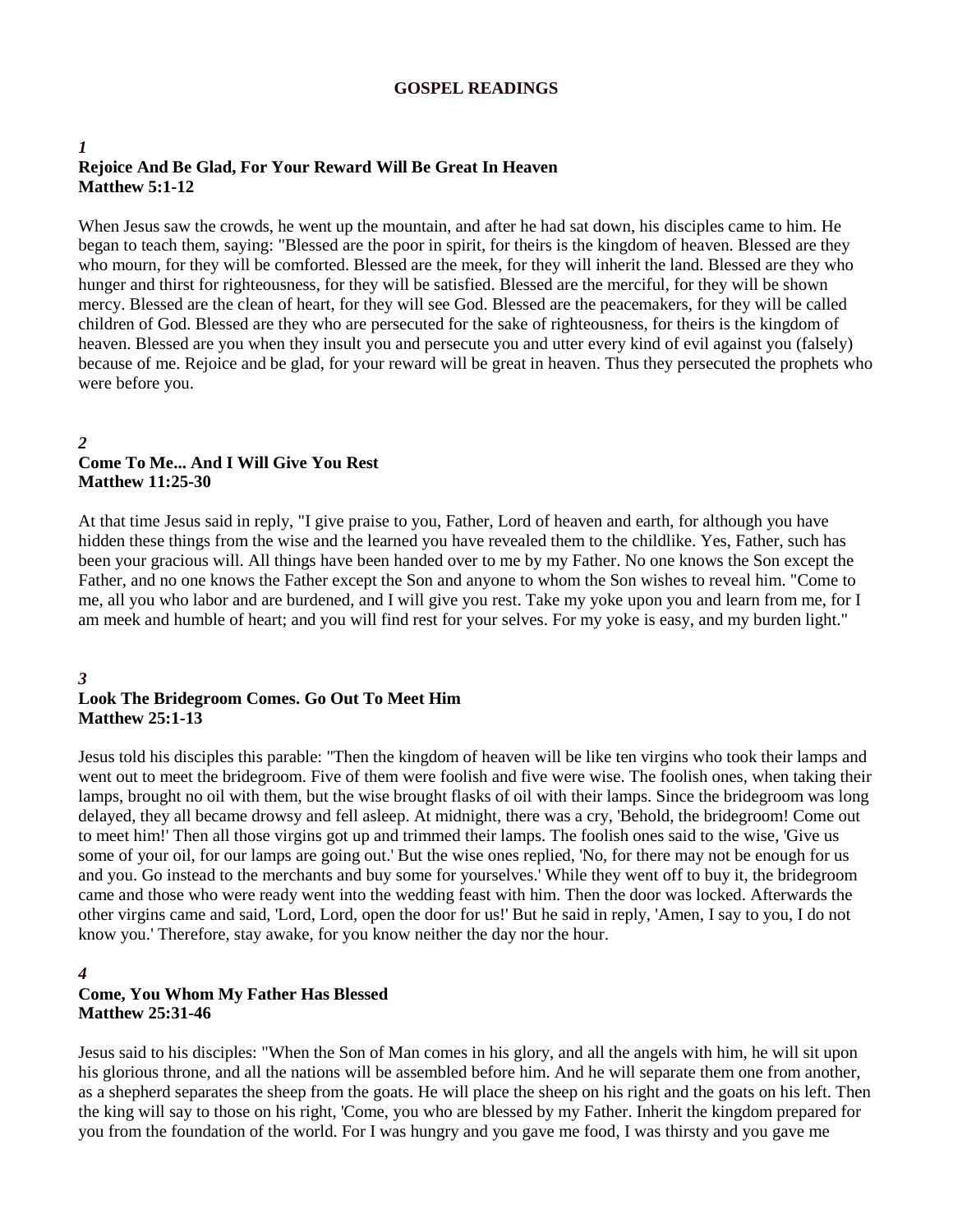## GOSPEL READINGS

*1*

**Rejoice And Be Glad, For Your Reward Will Be Great In Heaven**
**Matthew 5:1-12**

When Jesus saw the crowds, he went up the mountain, and after he had sat down, his disciples came to him. He began to teach them, saying: "Blessed are the poor in spirit, for theirs is the kingdom of heaven. Blessed are they who mourn, for they will be comforted. Blessed are the meek, for they will inherit the land. Blessed are they who hunger and thirst for righteousness, for they will be satisfied. Blessed are the merciful, for they will be shown mercy. Blessed are the clean of heart, for they will see God. Blessed are the peacemakers, for they will be called children of God. Blessed are they who are persecuted for the sake of righteousness, for theirs is the kingdom of heaven. Blessed are you when they insult you and persecute you and utter every kind of evil against you (falsely) because of me. Rejoice and be glad, for your reward will be great in heaven. Thus they persecuted the prophets who were before you.

*2*

**Come To Me... And I Will Give You Rest**
**Matthew 11:25-30**

At that time Jesus said in reply, "I give praise to you, Father, Lord of heaven and earth, for although you have hidden these things from the wise and the learned you have revealed them to the childlike. Yes, Father, such has been your gracious will. All things have been handed over to me by my Father. No one knows the Son except the Father, and no one knows the Father except the Son and anyone to whom the Son wishes to reveal him. "Come to me, all you who labor and are burdened, and I will give you rest. Take my yoke upon you and learn from me, for I am meek and humble of heart; and you will find rest for your selves. For my yoke is easy, and my burden light."

*3*

**Look The Bridegroom Comes. Go Out To Meet Him**
**Matthew 25:1-13**

Jesus told his disciples this parable: "Then the kingdom of heaven will be like ten virgins who took their lamps and went out to meet the bridegroom. Five of them were foolish and five were wise. The foolish ones, when taking their lamps, brought no oil with them, but the wise brought flasks of oil with their lamps. Since the bridegroom was long delayed, they all became drowsy and fell asleep. At midnight, there was a cry, 'Behold, the bridegroom! Come out to meet him!' Then all those virgins got up and trimmed their lamps. The foolish ones said to the wise, 'Give us some of your oil, for our lamps are going out.' But the wise ones replied, 'No, for there may not be enough for us and you. Go instead to the merchants and buy some for yourselves.' While they went off to buy it, the bridegroom came and those who were ready went into the wedding feast with him. Then the door was locked. Afterwards the other virgins came and said, 'Lord, Lord, open the door for us!' But he said in reply, 'Amen, I say to you, I do not know you.' Therefore, stay awake, for you know neither the day nor the hour.

*4*

**Come, You Whom My Father Has Blessed**
**Matthew 25:31-46**

Jesus said to his disciples: "When the Son of Man comes in his glory, and all the angels with him, he will sit upon his glorious throne, and all the nations will be assembled before him. And he will separate them one from another, as a shepherd separates the sheep from the goats. He will place the sheep on his right and the goats on his left. Then the king will say to those on his right, 'Come, you who are blessed by my Father. Inherit the kingdom prepared for you from the foundation of the world. For I was hungry and you gave me food, I was thirsty and you gave me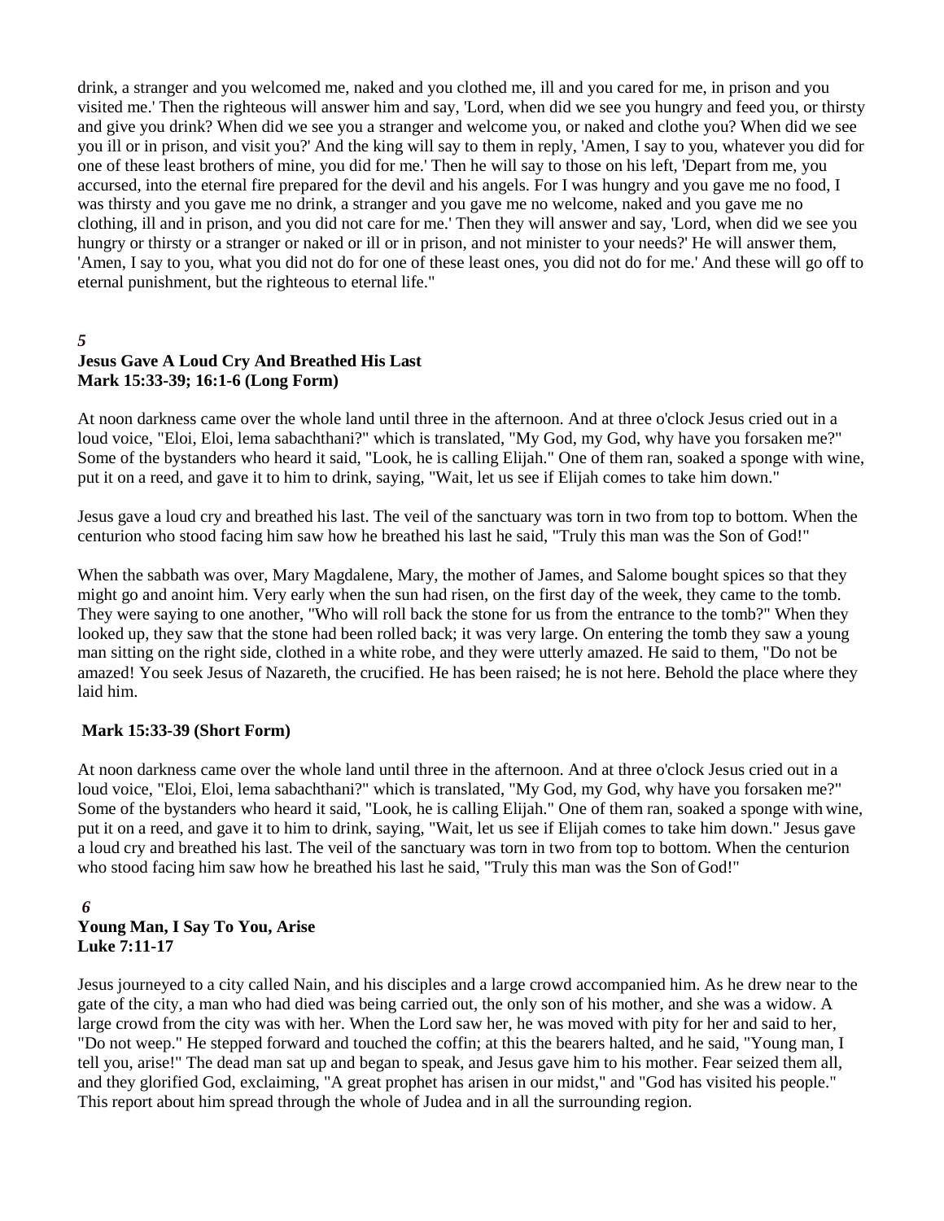drink, a stranger and you welcomed me, naked and you clothed me, ill and you cared for me, in prison and you visited me.' Then the righteous will answer him and say, 'Lord, when did we see you hungry and feed you, or thirsty and give you drink? When did we see you a stranger and welcome you, or naked and clothe you? When did we see you ill or in prison, and visit you?' And the king will say to them in reply, 'Amen, I say to you, whatever you did for one of these least brothers of mine, you did for me.' Then he will say to those on his left, 'Depart from me, you accursed, into the eternal fire prepared for the devil and his angels. For I was hungry and you gave me no food, I was thirsty and you gave me no drink, a stranger and you gave me no welcome, naked and you gave me no clothing, ill and in prison, and you did not care for me.' Then they will answer and say, 'Lord, when did we see you hungry or thirsty or a stranger or naked or ill or in prison, and not minister to your needs?' He will answer them, 'Amen, I say to you, what you did not do for one of these least ones, you did not do for me.' And these will go off to eternal punishment, but the righteous to eternal life."

***5***

**Jesus Gave A Loud Cry And Breathed His Last**
**Mark 15:33-39; 16:1-6 (Long Form)**

At noon darkness came over the whole land until three in the afternoon. And at three o'clock Jesus cried out in a loud voice, "Eloi, Eloi, lema sabachthani?" which is translated, "My God, my God, why have you forsaken me?" Some of the bystanders who heard it said, "Look, he is calling Elijah." One of them ran, soaked a sponge with wine, put it on a reed, and gave it to him to drink, saying, "Wait, let us see if Elijah comes to take him down."

Jesus gave a loud cry and breathed his last. The veil of the sanctuary was torn in two from top to bottom. When the centurion who stood facing him saw how he breathed his last he said, "Truly this man was the Son of God!"

When the sabbath was over, Mary Magdalene, Mary, the mother of James, and Salome bought spices so that they might go and anoint him. Very early when the sun had risen, on the first day of the week, they came to the tomb. They were saying to one another, "Who will roll back the stone for us from the entrance to the tomb?" When they looked up, they saw that the stone had been rolled back; it was very large. On entering the tomb they saw a young man sitting on the right side, clothed in a white robe, and they were utterly amazed. He said to them, "Do not be amazed! You seek Jesus of Nazareth, the crucified. He has been raised; he is not here. Behold the place where they laid him.

**Mark 15:33-39 (Short Form)**

At noon darkness came over the whole land until three in the afternoon. And at three o'clock Jesus cried out in a loud voice, "Eloi, Eloi, lema sabachthani?" which is translated, "My God, my God, why have you forsaken me?" Some of the bystanders who heard it said, "Look, he is calling Elijah." One of them ran, soaked a sponge with wine, put it on a reed, and gave it to him to drink, saying, "Wait, let us see if Elijah comes to take him down." Jesus gave a loud cry and breathed his last. The veil of the sanctuary was torn in two from top to bottom. When the centurion who stood facing him saw how he breathed his last he said, "Truly this man was the Son of God!"

***6***

**Young Man, I Say To You, Arise**
**Luke 7:11-17**

Jesus journeyed to a city called Nain, and his disciples and a large crowd accompanied him. As he drew near to the gate of the city, a man who had died was being carried out, the only son of his mother, and she was a widow. A large crowd from the city was with her. When the Lord saw her, he was moved with pity for her and said to her, "Do not weep." He stepped forward and touched the coffin; at this the bearers halted, and he said, "Young man, I tell you, arise!" The dead man sat up and began to speak, and Jesus gave him to his mother. Fear seized them all, and they glorified God, exclaiming, "A great prophet has arisen in our midst," and "God has visited his people." This report about him spread through the whole of Judea and in all the surrounding region.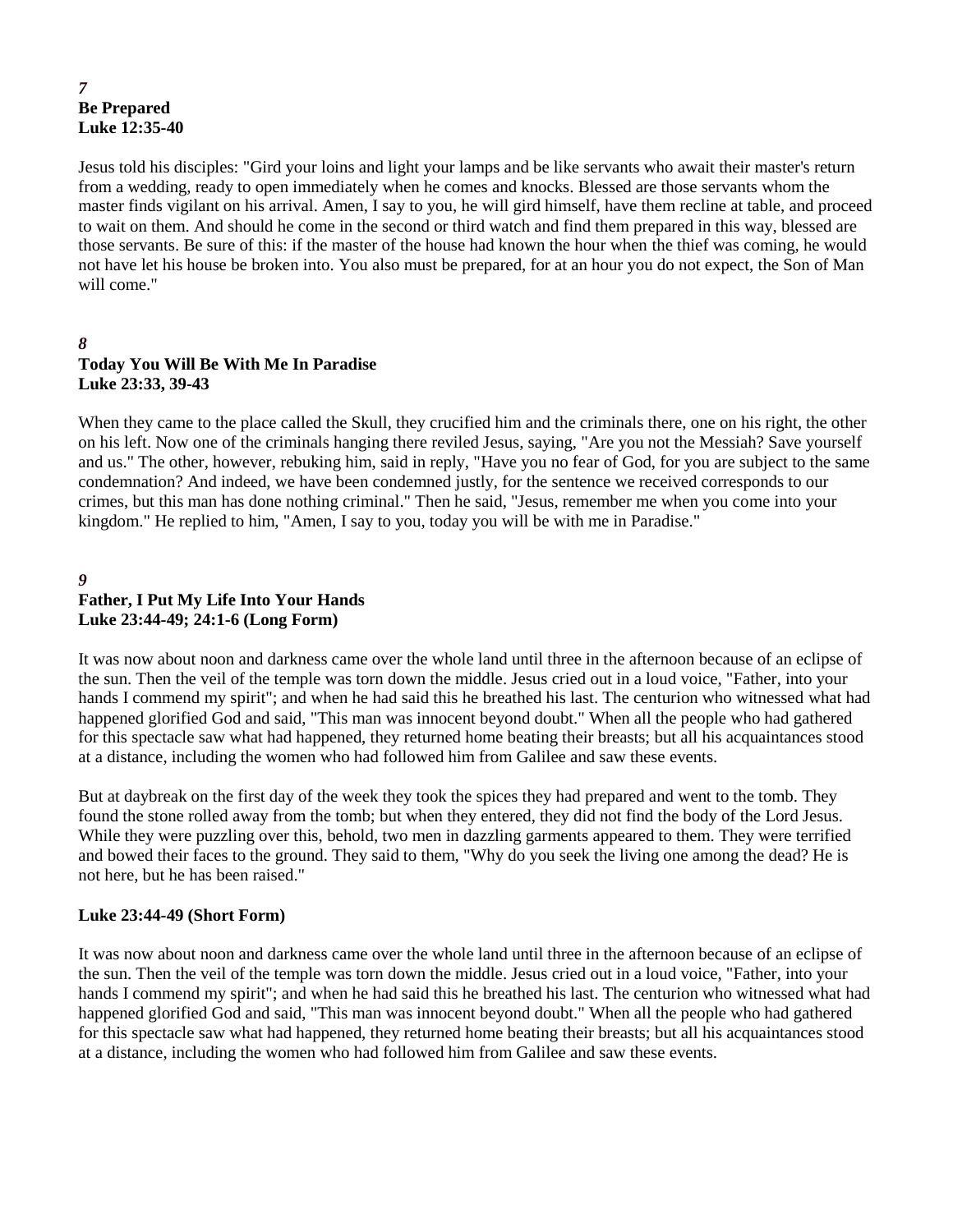*7*
**Be Prepared**
**Luke 12:35-40**

Jesus told his disciples: "Gird your loins and light your lamps and be like servants who await their master's return from a wedding, ready to open immediately when he comes and knocks. Blessed are those servants whom the master finds vigilant on his arrival. Amen, I say to you, he will gird himself, have them recline at table, and proceed to wait on them. And should he come in the second or third watch and find them prepared in this way, blessed are those servants. Be sure of this: if the master of the house had known the hour when the thief was coming, he would not have let his house be broken into. You also must be prepared, for at an hour you do not expect, the Son of Man will come."

*8*
**Today You Will Be With Me In Paradise**
**Luke 23:33, 39-43**

When they came to the place called the Skull, they crucified him and the criminals there, one on his right, the other on his left. Now one of the criminals hanging there reviled Jesus, saying, "Are you not the Messiah? Save yourself and us." The other, however, rebuking him, said in reply, "Have you no fear of God, for you are subject to the same condemnation? And indeed, we have been condemned justly, for the sentence we received corresponds to our crimes, but this man has done nothing criminal." Then he said, "Jesus, remember me when you come into your kingdom." He replied to him, "Amen, I say to you, today you will be with me in Paradise."

*9*
**Father, I Put My Life Into Your Hands**
**Luke 23:44-49; 24:1-6 (Long Form)**

It was now about noon and darkness came over the whole land until three in the afternoon because of an eclipse of the sun. Then the veil of the temple was torn down the middle. Jesus cried out in a loud voice, "Father, into your hands I commend my spirit"; and when he had said this he breathed his last. The centurion who witnessed what had happened glorified God and said, "This man was innocent beyond doubt." When all the people who had gathered for this spectacle saw what had happened, they returned home beating their breasts; but all his acquaintances stood at a distance, including the women who had followed him from Galilee and saw these events.

But at daybreak on the first day of the week they took the spices they had prepared and went to the tomb. They found the stone rolled away from the tomb; but when they entered, they did not find the body of the Lord Jesus. While they were puzzling over this, behold, two men in dazzling garments appeared to them. They were terrified and bowed their faces to the ground. They said to them, "Why do you seek the living one among the dead? He is not here, but he has been raised."

**Luke 23:44-49 (Short Form)**

It was now about noon and darkness came over the whole land until three in the afternoon because of an eclipse of the sun. Then the veil of the temple was torn down the middle. Jesus cried out in a loud voice, "Father, into your hands I commend my spirit"; and when he had said this he breathed his last. The centurion who witnessed what had happened glorified God and said, "This man was innocent beyond doubt." When all the people who had gathered for this spectacle saw what had happened, they returned home beating their breasts; but all his acquaintances stood at a distance, including the women who had followed him from Galilee and saw these events.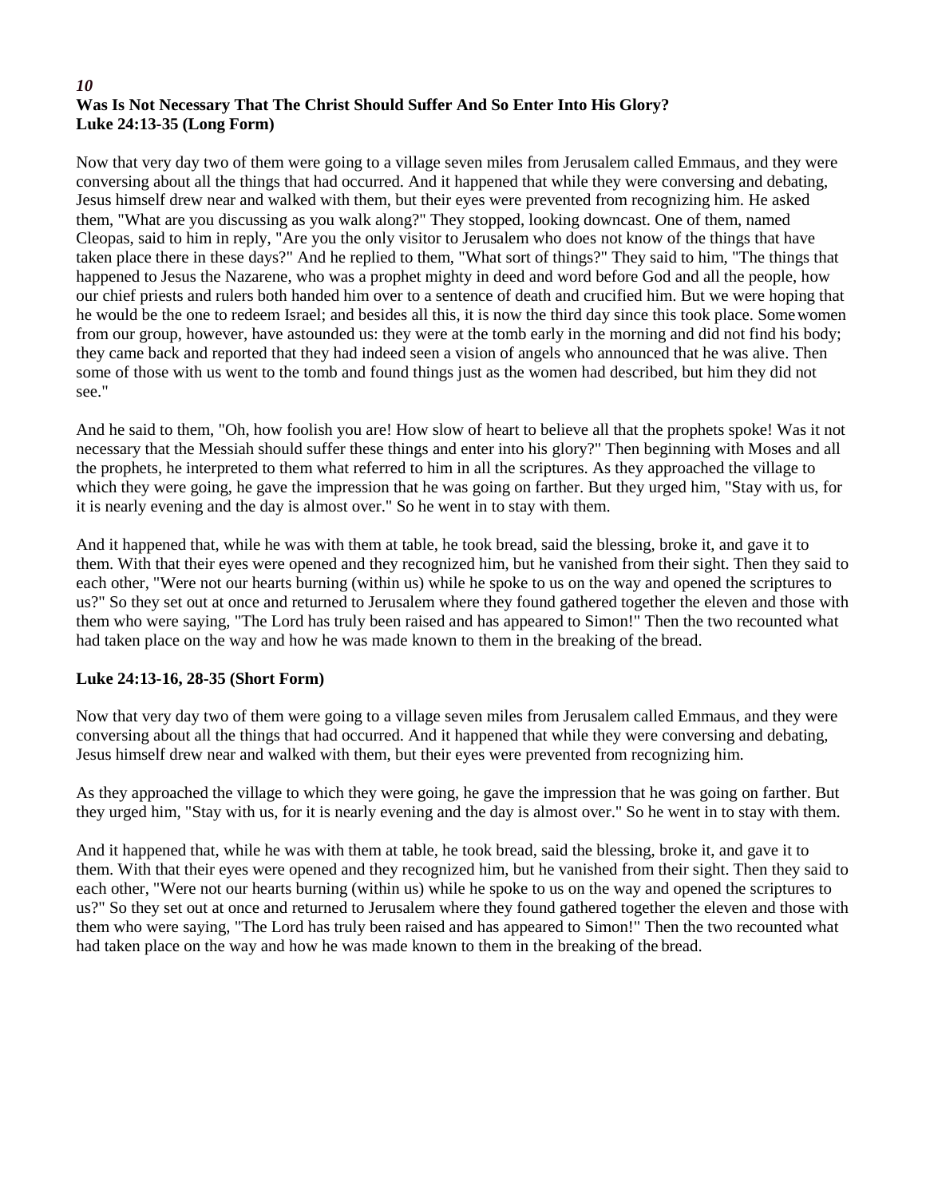*10*

**Was Is Not Necessary That The Christ Should Suffer And So Enter Into His Glory?**
**Luke 24:13-35 (Long Form)**

Now that very day two of them were going to a village seven miles from Jerusalem called Emmaus, and they were conversing about all the things that had occurred. And it happened that while they were conversing and debating, Jesus himself drew near and walked with them, but their eyes were prevented from recognizing him. He asked them, "What are you discussing as you walk along?" They stopped, looking downcast. One of them, named Cleopas, said to him in reply, "Are you the only visitor to Jerusalem who does not know of the things that have taken place there in these days?" And he replied to them, "What sort of things?" They said to him, "The things that happened to Jesus the Nazarene, who was a prophet mighty in deed and word before God and all the people, how our chief priests and rulers both handed him over to a sentence of death and crucified him. But we were hoping that he would be the one to redeem Israel; and besides all this, it is now the third day since this took place. Some women from our group, however, have astounded us: they were at the tomb early in the morning and did not find his body; they came back and reported that they had indeed seen a vision of angels who announced that he was alive. Then some of those with us went to the tomb and found things just as the women had described, but him they did not see."

And he said to them, "Oh, how foolish you are! How slow of heart to believe all that the prophets spoke! Was it not necessary that the Messiah should suffer these things and enter into his glory?" Then beginning with Moses and all the prophets, he interpreted to them what referred to him in all the scriptures. As they approached the village to which they were going, he gave the impression that he was going on farther. But they urged him, "Stay with us, for it is nearly evening and the day is almost over." So he went in to stay with them.

And it happened that, while he was with them at table, he took bread, said the blessing, broke it, and gave it to them. With that their eyes were opened and they recognized him, but he vanished from their sight. Then they said to each other, "Were not our hearts burning (within us) while he spoke to us on the way and opened the scriptures to us?" So they set out at once and returned to Jerusalem where they found gathered together the eleven and those with them who were saying, "The Lord has truly been raised and has appeared to Simon!" Then the two recounted what had taken place on the way and how he was made known to them in the breaking of the bread.

**Luke 24:13-16, 28-35 (Short Form)**

Now that very day two of them were going to a village seven miles from Jerusalem called Emmaus, and they were conversing about all the things that had occurred. And it happened that while they were conversing and debating, Jesus himself drew near and walked with them, but their eyes were prevented from recognizing him.

As they approached the village to which they were going, he gave the impression that he was going on farther. But they urged him, "Stay with us, for it is nearly evening and the day is almost over." So he went in to stay with them.

And it happened that, while he was with them at table, he took bread, said the blessing, broke it, and gave it to them. With that their eyes were opened and they recognized him, but he vanished from their sight. Then they said to each other, "Were not our hearts burning (within us) while he spoke to us on the way and opened the scriptures to us?" So they set out at once and returned to Jerusalem where they found gathered together the eleven and those with them who were saying, "The Lord has truly been raised and has appeared to Simon!" Then the two recounted what had taken place on the way and how he was made known to them in the breaking of the bread.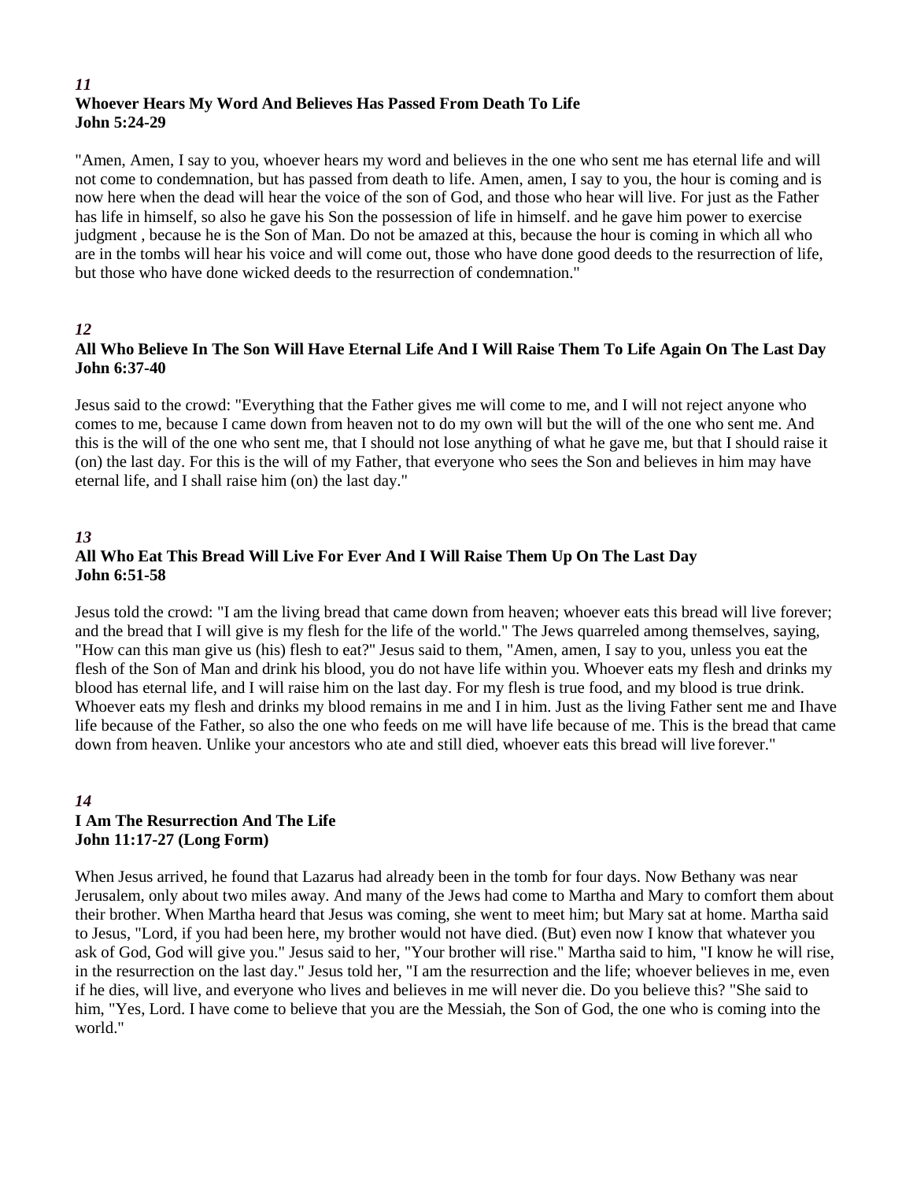*11*
**Whoever Hears My Word And Believes Has Passed From Death To Life**
**John 5:24-29**

"Amen, Amen, I say to you, whoever hears my word and believes in the one who sent me has eternal life and will not come to condemnation, but has passed from death to life. Amen, amen, I say to you, the hour is coming and is now here when the dead will hear the voice of the son of God, and those who hear will live. For just as the Father has life in himself, so also he gave his Son the possession of life in himself. and he gave him power to exercise judgment , because he is the Son of Man. Do not be amazed at this, because the hour is coming in which all who are in the tombs will hear his voice and will come out, those who have done good deeds to the resurrection of life, but those who have done wicked deeds to the resurrection of condemnation."

*12*
**All Who Believe In The Son Will Have Eternal Life And I Will Raise Them To Life Again On The Last Day**
**John 6:37-40**

Jesus said to the crowd: "Everything that the Father gives me will come to me, and I will not reject anyone who comes to me, because I came down from heaven not to do my own will but the will of the one who sent me. And this is the will of the one who sent me, that I should not lose anything of what he gave me, but that I should raise it (on) the last day. For this is the will of my Father, that everyone who sees the Son and believes in him may have eternal life, and I shall raise him (on) the last day."

*13*
**All Who Eat This Bread Will Live For Ever And I Will Raise Them Up On The Last Day**
**John 6:51-58**

Jesus told the crowd: "I am the living bread that came down from heaven; whoever eats this bread will live forever; and the bread that I will give is my flesh for the life of the world." The Jews quarreled among themselves, saying, "How can this man give us (his) flesh to eat?" Jesus said to them, "Amen, amen, I say to you, unless you eat the flesh of the Son of Man and drink his blood, you do not have life within you. Whoever eats my flesh and drinks my blood has eternal life, and I will raise him on the last day. For my flesh is true food, and my blood is true drink. Whoever eats my flesh and drinks my blood remains in me and I in him. Just as the living Father sent me and Ihave life because of the Father, so also the one who feeds on me will have life because of me. This is the bread that came down from heaven. Unlike your ancestors who ate and still died, whoever eats this bread will live forever."

*14*
**I Am The Resurrection And The Life**
**John 11:17-27 (Long Form)**

When Jesus arrived, he found that Lazarus had already been in the tomb for four days. Now Bethany was near Jerusalem, only about two miles away. And many of the Jews had come to Martha and Mary to comfort them about their brother. When Martha heard that Jesus was coming, she went to meet him; but Mary sat at home. Martha said to Jesus, "Lord, if you had been here, my brother would not have died. (But) even now I know that whatever you ask of God, God will give you." Jesus said to her, "Your brother will rise." Martha said to him, "I know he will rise, in the resurrection on the last day." Jesus told her, "I am the resurrection and the life; whoever believes in me, even if he dies, will live, and everyone who lives and believes in me will never die. Do you believe this? "She said to him, "Yes, Lord. I have come to believe that you are the Messiah, the Son of God, the one who is coming into the world."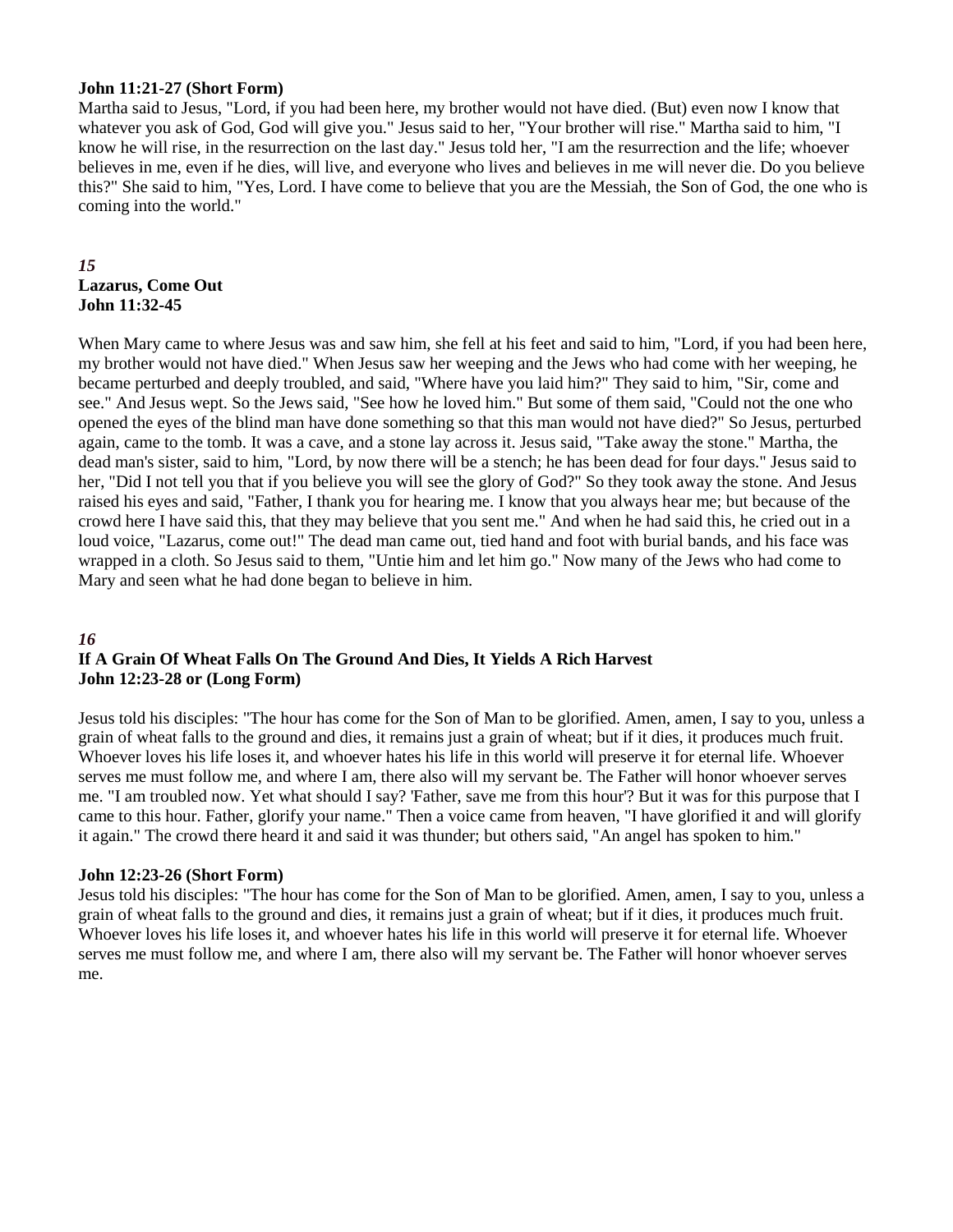**John 11:21-27 (Short Form)**
Martha said to Jesus, "Lord, if you had been here, my brother would not have died. (But) even now I know that whatever you ask of God, God will give you." Jesus said to her, "Your brother will rise." Martha said to him, "I know he will rise, in the resurrection on the last day." Jesus told her, "I am the resurrection and the life; whoever believes in me, even if he dies, will live, and everyone who lives and believes in me will never die. Do you believe this?" She said to him, "Yes, Lord. I have come to believe that you are the Messiah, the Son of God, the one who is coming into the world."

***15***
**Lazarus, Come Out**
**John 11:32-45**

When Mary came to where Jesus was and saw him, she fell at his feet and said to him, "Lord, if you had been here, my brother would not have died." When Jesus saw her weeping and the Jews who had come with her weeping, he became perturbed and deeply troubled, and said, "Where have you laid him?" They said to him, "Sir, come and see." And Jesus wept. So the Jews said, "See how he loved him." But some of them said, "Could not the one who opened the eyes of the blind man have done something so that this man would not have died?" So Jesus, perturbed again, came to the tomb. It was a cave, and a stone lay across it. Jesus said, "Take away the stone." Martha, the dead man's sister, said to him, "Lord, by now there will be a stench; he has been dead for four days." Jesus said to her, "Did I not tell you that if you believe you will see the glory of God?" So they took away the stone. And Jesus raised his eyes and said, "Father, I thank you for hearing me. I know that you always hear me; but because of the crowd here I have said this, that they may believe that you sent me." And when he had said this, he cried out in a loud voice, "Lazarus, come out!" The dead man came out, tied hand and foot with burial bands, and his face was wrapped in a cloth. So Jesus said to them, "Untie him and let him go." Now many of the Jews who had come to Mary and seen what he had done began to believe in him.

***16***
**If A Grain Of Wheat Falls On The Ground And Dies, It Yields A Rich Harvest**
**John 12:23-28 or (Long Form)**

Jesus told his disciples: "The hour has come for the Son of Man to be glorified. Amen, amen, I say to you, unless a grain of wheat falls to the ground and dies, it remains just a grain of wheat; but if it dies, it produces much fruit. Whoever loves his life loses it, and whoever hates his life in this world will preserve it for eternal life. Whoever serves me must follow me, and where I am, there also will my servant be. The Father will honor whoever serves me. "I am troubled now. Yet what should I say? 'Father, save me from this hour'? But it was for this purpose that I came to this hour. Father, glorify your name." Then a voice came from heaven, "I have glorified it and will glorify it again." The crowd there heard it and said it was thunder; but others said, "An angel has spoken to him."

**John 12:23-26 (Short Form)**
Jesus told his disciples: "The hour has come for the Son of Man to be glorified. Amen, amen, I say to you, unless a grain of wheat falls to the ground and dies, it remains just a grain of wheat; but if it dies, it produces much fruit. Whoever loves his life loses it, and whoever hates his life in this world will preserve it for eternal life. Whoever serves me must follow me, and where I am, there also will my servant be. The Father will honor whoever serves me.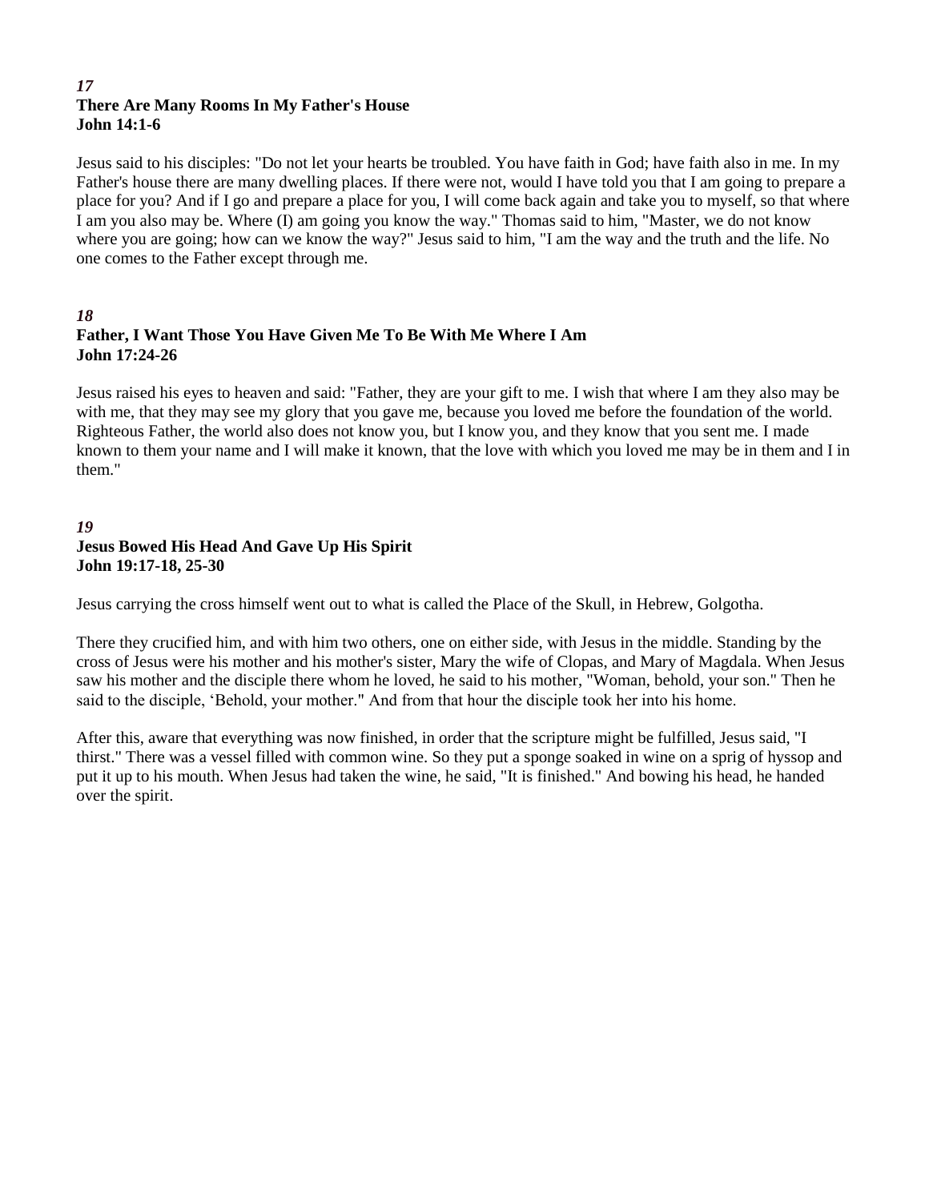*17*
**There Are Many Rooms In My Father's House**
**John 14:1-6**

Jesus said to his disciples: "Do not let your hearts be troubled. You have faith in God; have faith also in me. In my Father's house there are many dwelling places. If there were not, would I have told you that I am going to prepare a place for you? And if I go and prepare a place for you, I will come back again and take you to myself, so that where I am you also may be. Where (I) am going you know the way." Thomas said to him, "Master, we do not know where you are going; how can we know the way?" Jesus said to him, "I am the way and the truth and the life. No one comes to the Father except through me.

*18*
**Father, I Want Those You Have Given Me To Be With Me Where I Am**
**John 17:24-26**

Jesus raised his eyes to heaven and said: "Father, they are your gift to me. I wish that where I am they also may be with me, that they may see my glory that you gave me, because you loved me before the foundation of the world. Righteous Father, the world also does not know you, but I know you, and they know that you sent me. I made known to them your name and I will make it known, that the love with which you loved me may be in them and I in them."

*19*
**Jesus Bowed His Head And Gave Up His Spirit**
**John 19:17-18, 25-30**

Jesus carrying the cross himself went out to what is called the Place of the Skull, in Hebrew, Golgotha.

There they crucified him, and with him two others, one on either side, with Jesus in the middle. Standing by the cross of Jesus were his mother and his mother's sister, Mary the wife of Clopas, and Mary of Magdala. When Jesus saw his mother and the disciple there whom he loved, he said to his mother, "Woman, behold, your son." Then he said to the disciple, 'Behold, your mother." And from that hour the disciple took her into his home.

After this, aware that everything was now finished, in order that the scripture might be fulfilled, Jesus said, "I thirst." There was a vessel filled with common wine. So they put a sponge soaked in wine on a sprig of hyssop and put it up to his mouth. When Jesus had taken the wine, he said, "It is finished." And bowing his head, he handed over the spirit.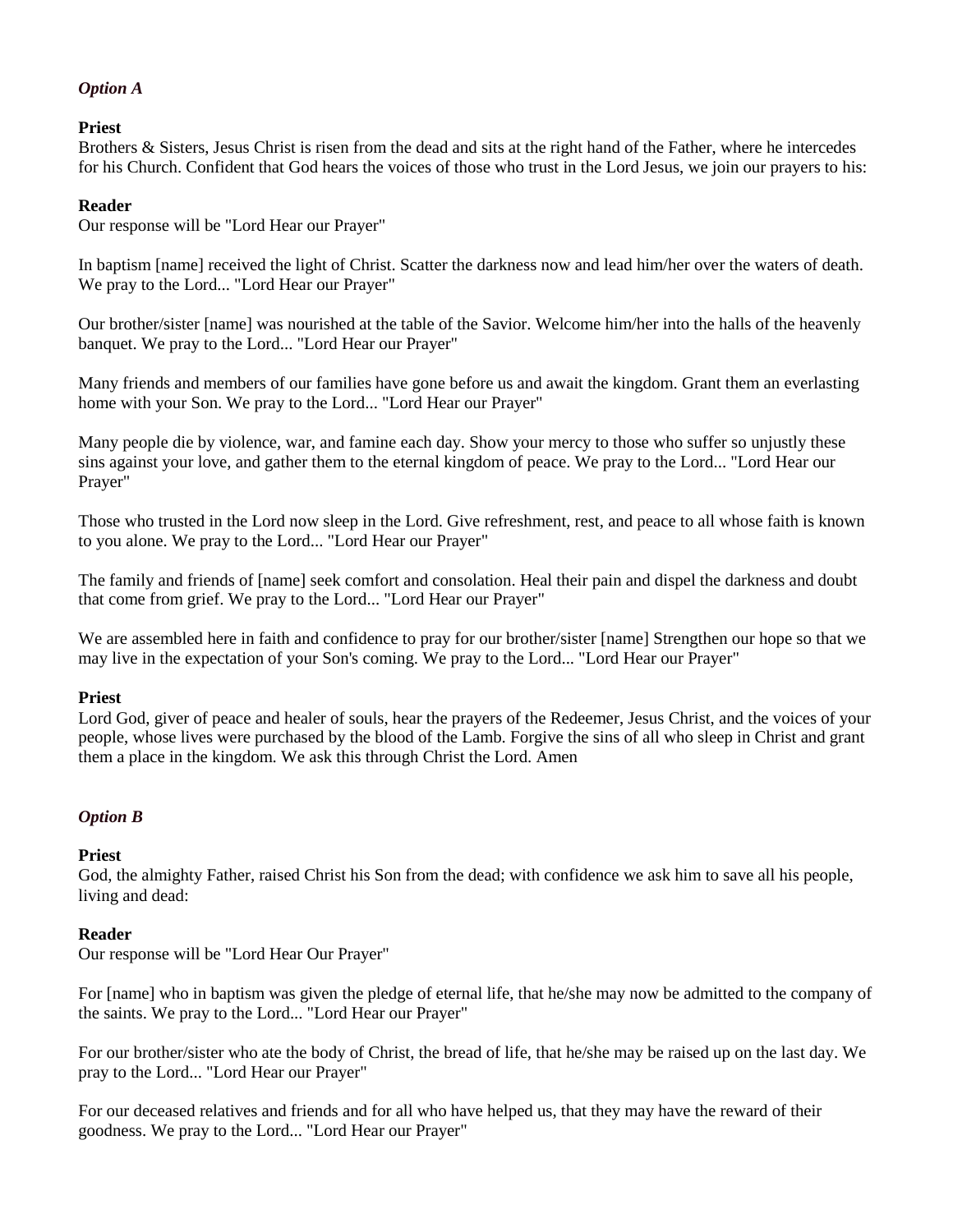*Option A*

**Priest**
Brothers & Sisters, Jesus Christ is risen from the dead and sits at the right hand of the Father, where he intercedes for his Church. Confident that God hears the voices of those who trust in the Lord Jesus, we join our prayers to his:

**Reader**
Our response will be "Lord Hear our Prayer"

In baptism [name] received the light of Christ. Scatter the darkness now and lead him/her over the waters of death. We pray to the Lord... "Lord Hear our Prayer"

Our brother/sister [name] was nourished at the table of the Savior. Welcome him/her into the halls of the heavenly banquet. We pray to the Lord... "Lord Hear our Prayer"

Many friends and members of our families have gone before us and await the kingdom. Grant them an everlasting home with your Son. We pray to the Lord... "Lord Hear our Prayer"

Many people die by violence, war, and famine each day. Show your mercy to those who suffer so unjustly these sins against your love, and gather them to the eternal kingdom of peace. We pray to the Lord... "Lord Hear our Prayer"

Those who trusted in the Lord now sleep in the Lord. Give refreshment, rest, and peace to all whose faith is known to you alone. We pray to the Lord... "Lord Hear our Prayer"

The family and friends of [name] seek comfort and consolation. Heal their pain and dispel the darkness and doubt that come from grief. We pray to the Lord... "Lord Hear our Prayer"

We are assembled here in faith and confidence to pray for our brother/sister [name] Strengthen our hope so that we may live in the expectation of your Son's coming. We pray to the Lord... "Lord Hear our Prayer"

**Priest**
Lord God, giver of peace and healer of souls, hear the prayers of the Redeemer, Jesus Christ, and the voices of your people, whose lives were purchased by the blood of the Lamb. Forgive the sins of all who sleep in Christ and grant them a place in the kingdom. We ask this through Christ the Lord. Amen

*Option B*

**Priest**
God, the almighty Father, raised Christ his Son from the dead; with confidence we ask him to save all his people, living and dead:

**Reader**
Our response will be "Lord Hear Our Prayer"

For [name] who in baptism was given the pledge of eternal life, that he/she may now be admitted to the company of the saints. We pray to the Lord... "Lord Hear our Prayer"

For our brother/sister who ate the body of Christ, the bread of life, that he/she may be raised up on the last day. We pray to the Lord... "Lord Hear our Prayer"

For our deceased relatives and friends and for all who have helped us, that they may have the reward of their goodness. We pray to the Lord... "Lord Hear our Prayer"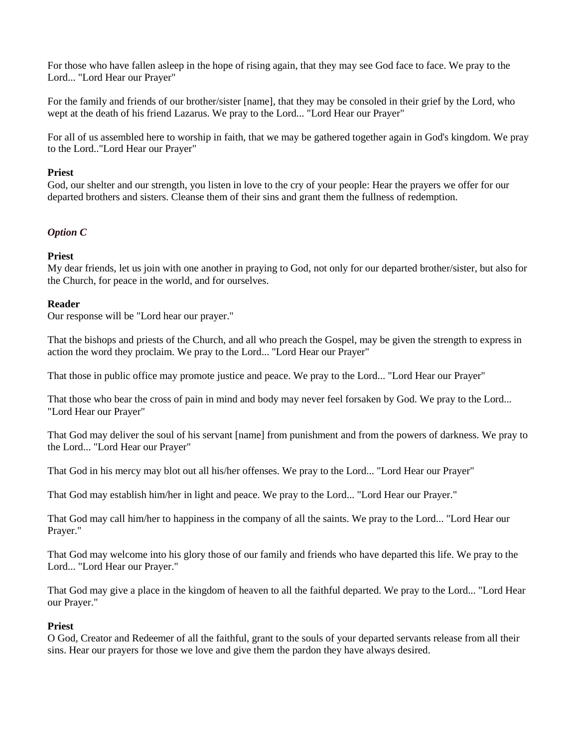For those who have fallen asleep in the hope of rising again, that they may see God face to face. We pray to the Lord... "Lord Hear our Prayer"

For the family and friends of our brother/sister [name], that they may be consoled in their grief by the Lord, who wept at the death of his friend Lazarus. We pray to the Lord... "Lord Hear our Prayer"

For all of us assembled here to worship in faith, that we may be gathered together again in God's kingdom. We pray to the Lord.."Lord Hear our Prayer"

**Priest**
God, our shelter and our strength, you listen in love to the cry of your people: Hear the prayers we offer for our departed brothers and sisters. Cleanse them of their sins and grant them the fullness of redemption.

***Option C***

**Priest**
My dear friends, let us join with one another in praying to God, not only for our departed brother/sister, but also for the Church, for peace in the world, and for ourselves.

**Reader**
Our response will be "Lord hear our prayer."

That the bishops and priests of the Church, and all who preach the Gospel, may be given the strength to express in action the word they proclaim. We pray to the Lord... "Lord Hear our Prayer"

That those in public office may promote justice and peace. We pray to the Lord... "Lord Hear our Prayer"

That those who bear the cross of pain in mind and body may never feel forsaken by God. We pray to the Lord... "Lord Hear our Prayer"

That God may deliver the soul of his servant [name] from punishment and from the powers of darkness. We pray to the Lord... "Lord Hear our Prayer"

That God in his mercy may blot out all his/her offenses. We pray to the Lord... "Lord Hear our Prayer"

That God may establish him/her in light and peace. We pray to the Lord... "Lord Hear our Prayer."

That God may call him/her to happiness in the company of all the saints. We pray to the Lord... "Lord Hear our Prayer."

That God may welcome into his glory those of our family and friends who have departed this life. We pray to the Lord... "Lord Hear our Prayer."

That God may give a place in the kingdom of heaven to all the faithful departed. We pray to the Lord... "Lord Hear our Prayer."

**Priest**
O God, Creator and Redeemer of all the faithful, grant to the souls of your departed servants release from all their sins. Hear our prayers for those we love and give them the pardon they have always desired.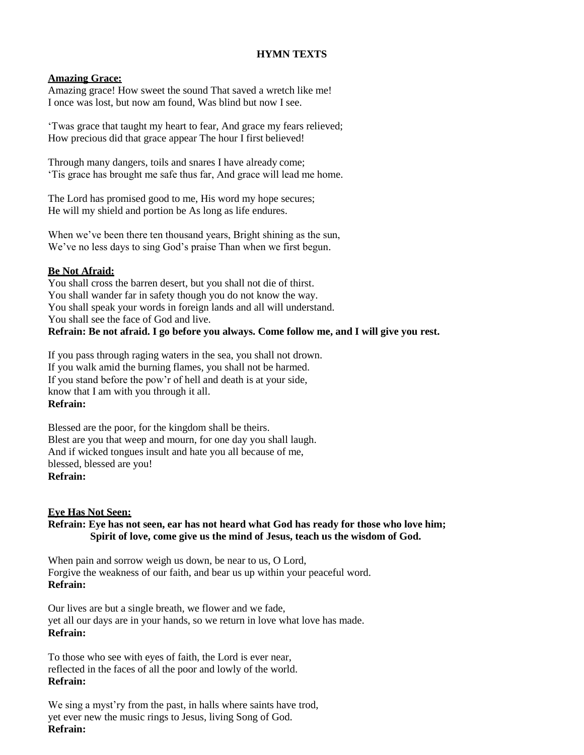# HYMN TEXTS

**Amazing Grace:**

Amazing grace! How sweet the sound That saved a wretch like me!
I once was lost, but now am found, Was blind but now I see.

'Twas grace that taught my heart to fear, And grace my fears relieved;
How precious did that grace appear The hour I first believed!

Through many dangers, toils and snares I have already come;
'Tis grace has brought me safe thus far, And grace will lead me home.

The Lord has promised good to me, His word my hope secures;
He will my shield and portion be As long as life endures.

When we've been there ten thousand years, Bright shining as the sun,
We've no less days to sing God's praise Than when we first begun.

**Be Not Afraid:**

You shall cross the barren desert, but you shall not die of thirst.
You shall wander far in safety though you do not know the way.
You shall speak your words in foreign lands and all will understand.
You shall see the face of God and live.
**Refrain: Be not afraid. I go before you always. Come follow me, and I will give you rest.**

If you pass through raging waters in the sea, you shall not drown.
If you walk amid the burning flames, you shall not be harmed.
If you stand before the pow'r of hell and death is at your side,
know that I am with you through it all.
**Refrain:**

Blessed are the poor, for the kingdom shall be theirs.
Blest are you that weep and mourn, for one day you shall laugh.
And if wicked tongues insult and hate you all because of me,
blessed, blessed are you!
**Refrain:**

**Eye Has Not Seen:**

**Refrain: Eye has not seen, ear has not heard what God has ready for those who love him;
Spirit of love, come give us the mind of Jesus, teach us the wisdom of God.**

When pain and sorrow weigh us down, be near to us, O Lord,
Forgive the weakness of our faith, and bear us up within your peaceful word.
**Refrain:**

Our lives are but a single breath, we flower and we fade,
yet all our days are in your hands, so we return in love what love has made.
**Refrain:**

To those who see with eyes of faith, the Lord is ever near,
reflected in the faces of all the poor and lowly of the world.
**Refrain:**

We sing a myst'ry from the past, in halls where saints have trod,
yet ever new the music rings to Jesus, living Song of God.
**Refrain:**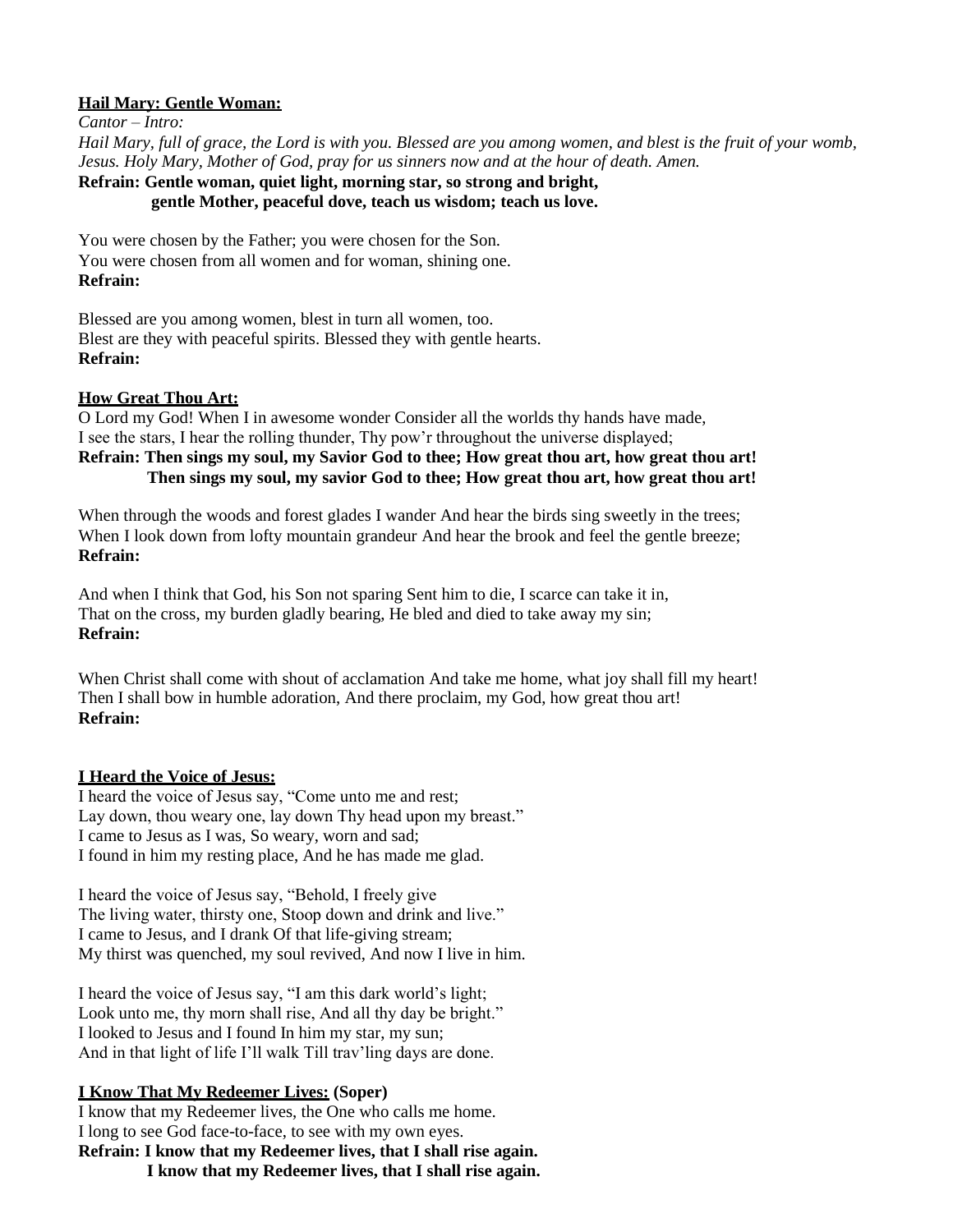**<u>Hail Mary: Gentle Woman:</u>**

*Cantor – Intro:*

*Hail Mary, full of grace, the Lord is with you. Blessed are you among women, and blest is the fruit of your womb, Jesus. Holy Mary, Mother of God, pray for us sinners now and at the hour of death. Amen.*

**Refrain: Gentle woman, quiet light, morning star, so strong and bright,**
**gentle Mother, peaceful dove, teach us wisdom; teach us love.**

You were chosen by the Father; you were chosen for the Son.
You were chosen from all women and for woman, shining one.
**Refrain:**

Blessed are you among women, blest in turn all women, too.
Blest are they with peaceful spirits. Blessed they with gentle hearts.
**Refrain:**

**<u>How Great Thou Art:</u>**

O Lord my God! When I in awesome wonder Consider all the worlds thy hands have made,
I see the stars, I hear the rolling thunder, Thy pow'r throughout the universe displayed;
**Refrain: Then sings my soul, my Savior God to thee; How great thou art, how great thou art!**
**Then sings my soul, my savior God to thee; How great thou art, how great thou art!**

When through the woods and forest glades I wander And hear the birds sing sweetly in the trees;
When I look down from lofty mountain grandeur And hear the brook and feel the gentle breeze;
**Refrain:**

And when I think that God, his Son not sparing Sent him to die, I scarce can take it in,
That on the cross, my burden gladly bearing, He bled and died to take away my sin;
**Refrain:**

When Christ shall come with shout of acclamation And take me home, what joy shall fill my heart!
Then I shall bow in humble adoration, And there proclaim, my God, how great thou art!
**Refrain:**

**<u>I Heard the Voice of Jesus:</u>**

I heard the voice of Jesus say, "Come unto me and rest;
Lay down, thou weary one, lay down Thy head upon my breast."
I came to Jesus as I was, So weary, worn and sad;
I found in him my resting place, And he has made me glad.

I heard the voice of Jesus say, "Behold, I freely give
The living water, thirsty one, Stoop down and drink and live."
I came to Jesus, and I drank Of that life-giving stream;
My thirst was quenched, my soul revived, And now I live in him.

I heard the voice of Jesus say, "I am this dark world's light;
Look unto me, thy morn shall rise, And all thy day be bright."
I looked to Jesus and I found In him my star, my sun;
And in that light of life I'll walk Till trav'ling days are done.

**<u>I Know That My Redeemer Lives:</u> (Soper)**

I know that my Redeemer lives, the One who calls me home.
I long to see God face-to-face, to see with my own eyes.
**Refrain: I know that my Redeemer lives, that I shall rise again.**
**I know that my Redeemer lives, that I shall rise again.**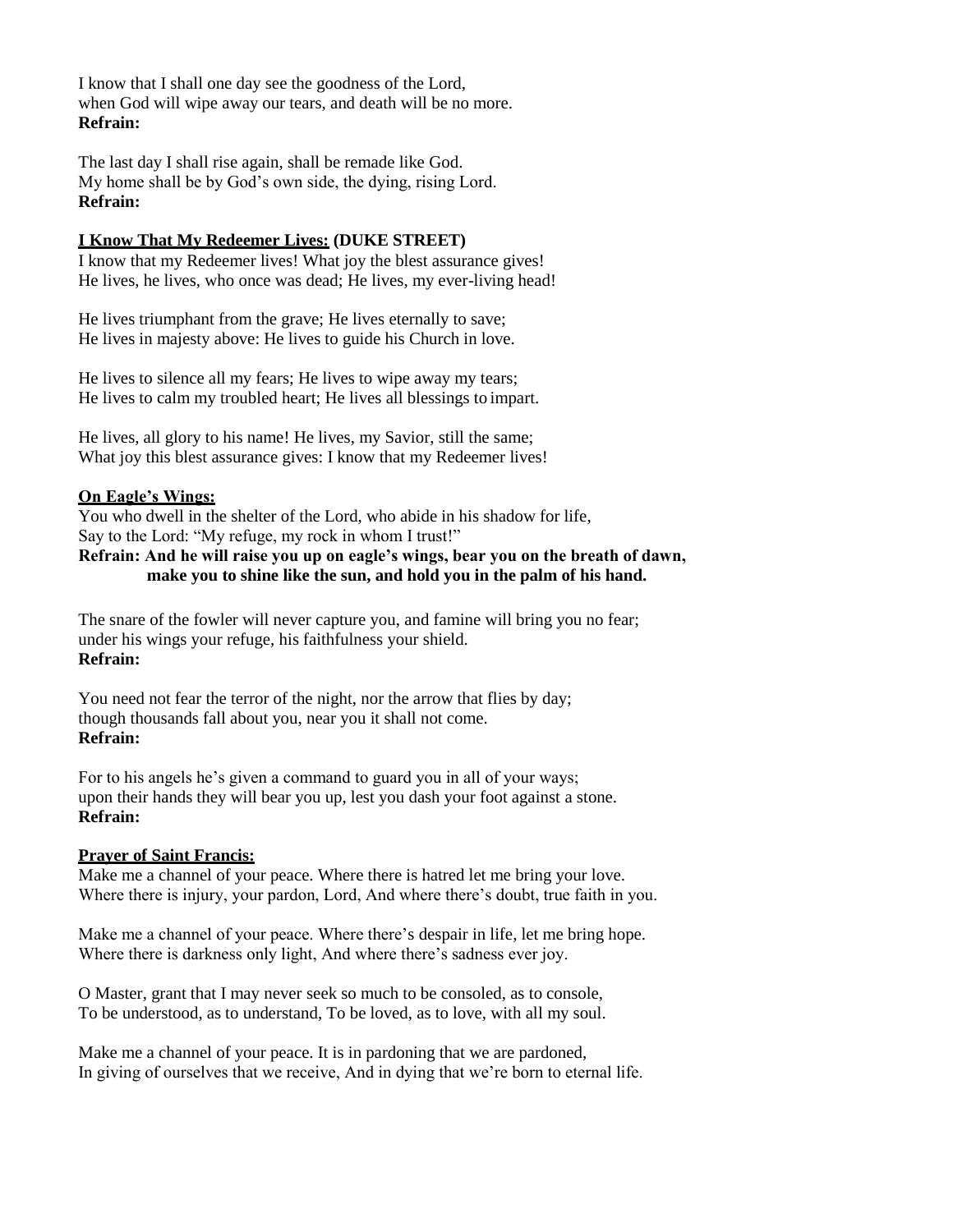I know that I shall one day see the goodness of the Lord,
when God will wipe away our tears, and death will be no more.
**Refrain:**

The last day I shall rise again, shall be remade like God.
My home shall be by God's own side, the dying, rising Lord.
**Refrain:**

**<u>I Know That My Redeemer Lives:</u> (DUKE STREET)**
I know that my Redeemer lives! What joy the blest assurance gives!
He lives, he lives, who once was dead; He lives, my ever-living head!

He lives triumphant from the grave; He lives eternally to save;
He lives in majesty above: He lives to guide his Church in love.

He lives to silence all my fears; He lives to wipe away my tears;
He lives to calm my troubled heart; He lives all blessings to impart.

He lives, all glory to his name! He lives, my Savior, still the same;
What joy this blest assurance gives: I know that my Redeemer lives!

**<u>On Eagle's Wings:</u>**
You who dwell in the shelter of the Lord, who abide in his shadow for life,
Say to the Lord: "My refuge, my rock in whom I trust!"
**Refrain: And he will raise you up on eagle's wings, bear you on the breath of dawn,
make you to shine like the sun, and hold you in the palm of his hand.**

The snare of the fowler will never capture you, and famine will bring you no fear;
under his wings your refuge, his faithfulness your shield.
**Refrain:**

You need not fear the terror of the night, nor the arrow that flies by day;
though thousands fall about you, near you it shall not come.
**Refrain:**

For to his angels he's given a command to guard you in all of your ways;
upon their hands they will bear you up, lest you dash your foot against a stone.
**Refrain:**

**<u>Prayer of Saint Francis:</u>**
Make me a channel of your peace. Where there is hatred let me bring your love.
Where there is injury, your pardon, Lord, And where there's doubt, true faith in you.

Make me a channel of your peace. Where there's despair in life, let me bring hope.
Where there is darkness only light, And where there's sadness ever joy.

O Master, grant that I may never seek so much to be consoled, as to console,
To be understood, as to understand, To be loved, as to love, with all my soul.

Make me a channel of your peace. It is in pardoning that we are pardoned,
In giving of ourselves that we receive, And in dying that we're born to eternal life.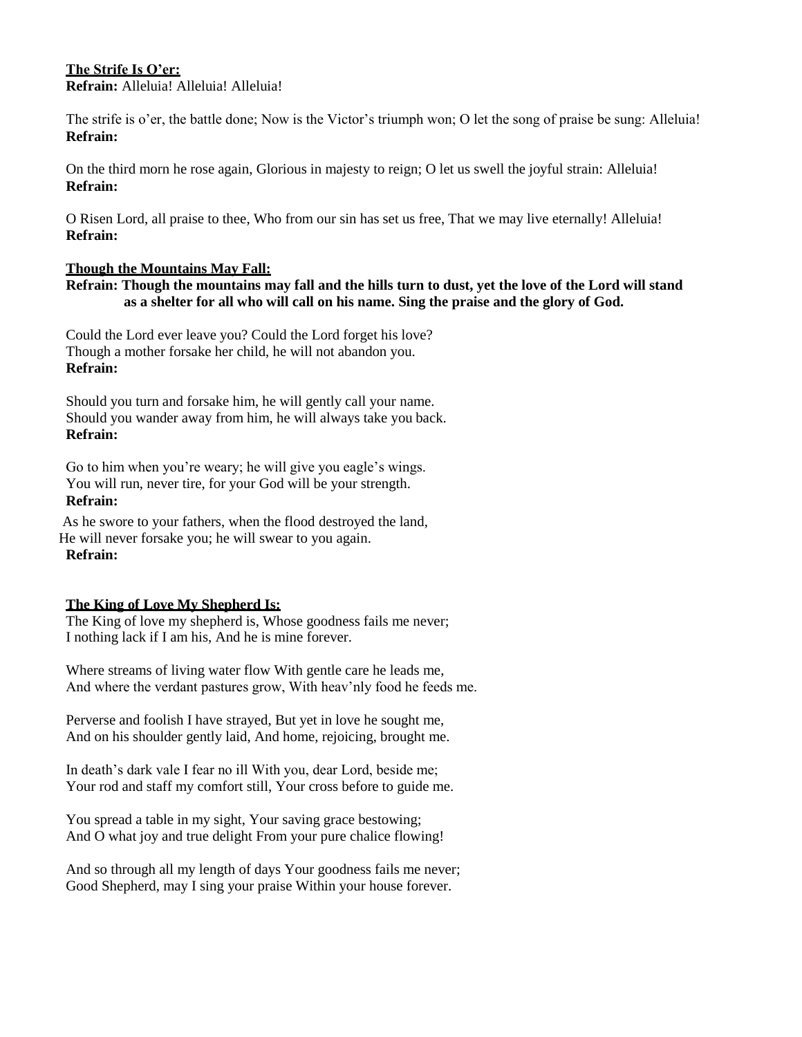**The Strife Is O'er:**
**Refrain:** Alleluia! Alleluia! Alleluia!

The strife is o'er, the battle done; Now is the Victor's triumph won; O let the song of praise be sung: Alleluia!
**Refrain:**

On the third morn he rose again, Glorious in majesty to reign; O let us swell the joyful strain: Alleluia!
**Refrain:**

O Risen Lord, all praise to thee, Who from our sin has set us free, That we may live eternally! Alleluia!
**Refrain:**

**Though the Mountains May Fall:**
**Refrain: Though the mountains may fall and the hills turn to dust, yet the love of the Lord will stand as a shelter for all who will call on his name. Sing the praise and the glory of God.**

Could the Lord ever leave you? Could the Lord forget his love?
Though a mother forsake her child, he will not abandon you.
**Refrain:**

Should you turn and forsake him, he will gently call your name.
Should you wander away from him, he will always take you back.
**Refrain:**

Go to him when you're weary; he will give you eagle's wings.
You will run, never tire, for your God will be your strength.
**Refrain:**

As he swore to your fathers, when the flood destroyed the land,
He will never forsake you; he will swear to you again.
**Refrain:**

**The King of Love My Shepherd Is:**
The King of love my shepherd is, Whose goodness fails me never;
I nothing lack if I am his, And he is mine forever.

Where streams of living water flow With gentle care he leads me,
And where the verdant pastures grow, With heav'nly food he feeds me.

Perverse and foolish I have strayed, But yet in love he sought me,
And on his shoulder gently laid, And home, rejoicing, brought me.

In death's dark vale I fear no ill With you, dear Lord, beside me;
Your rod and staff my comfort still, Your cross before to guide me.

You spread a table in my sight, Your saving grace bestowing;
And O what joy and true delight From your pure chalice flowing!

And so through all my length of days Your goodness fails me never;
Good Shepherd, may I sing your praise Within your house forever.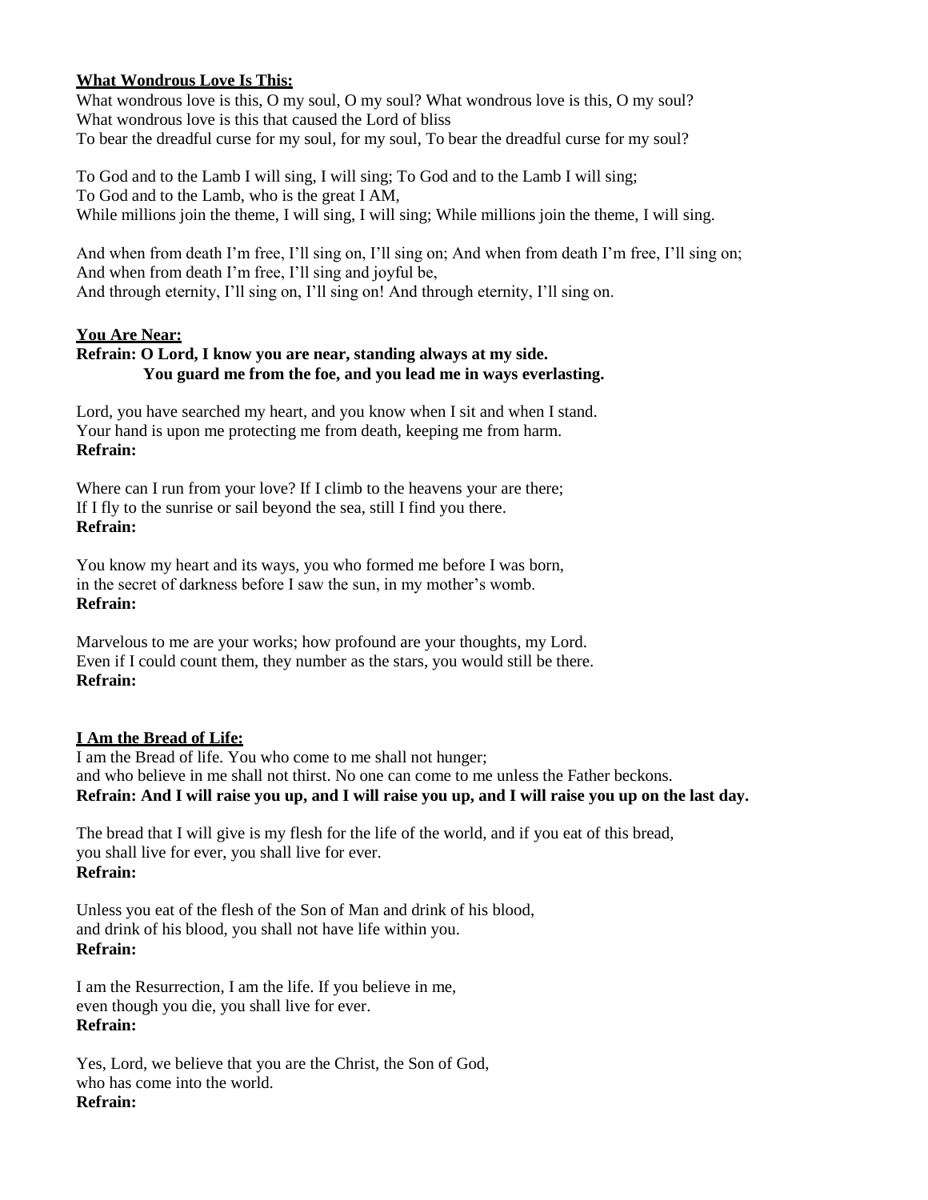**<u>What Wondrous Love Is This:</u>**

What wondrous love is this, O my soul, O my soul? What wondrous love is this, O my soul?
What wondrous love is this that caused the Lord of bliss
To bear the dreadful curse for my soul, for my soul, To bear the dreadful curse for my soul?

To God and to the Lamb I will sing, I will sing; To God and to the Lamb I will sing;
To God and to the Lamb, who is the great I AM,
While millions join the theme, I will sing, I will sing; While millions join the theme, I will sing.

And when from death I'm free, I'll sing on, I'll sing on; And when from death I'm free, I'll sing on;
And when from death I'm free, I'll sing and joyful be,
And through eternity, I'll sing on, I'll sing on! And through eternity, I'll sing on.

**<u>You Are Near:</u>**

**Refrain: O Lord, I know you are near, standing always at my side.**
**You guard me from the foe, and you lead me in ways everlasting.**

Lord, you have searched my heart, and you know when I sit and when I stand.
Your hand is upon me protecting me from death, keeping me from harm.
**Refrain:**

Where can I run from your love? If I climb to the heavens your are there;
If I fly to the sunrise or sail beyond the sea, still I find you there.
**Refrain:**

You know my heart and its ways, you who formed me before I was born,
in the secret of darkness before I saw the sun, in my mother's womb.
**Refrain:**

Marvelous to me are your works; how profound are your thoughts, my Lord.
Even if I could count them, they number as the stars, you would still be there.
**Refrain:**

**<u>I Am the Bread of Life:</u>**

I am the Bread of life. You who come to me shall not hunger;
and who believe in me shall not thirst. No one can come to me unless the Father beckons.
**Refrain: And I will raise you up, and I will raise you up, and I will raise you up on the last day.**

The bread that I will give is my flesh for the life of the world, and if you eat of this bread,
you shall live for ever, you shall live for ever.
**Refrain:**

Unless you eat of the flesh of the Son of Man and drink of his blood,
and drink of his blood, you shall not have life within you.
**Refrain:**

I am the Resurrection, I am the life. If you believe in me,
even though you die, you shall live for ever.
**Refrain:**

Yes, Lord, we believe that you are the Christ, the Son of God,
who has come into the world.
**Refrain:**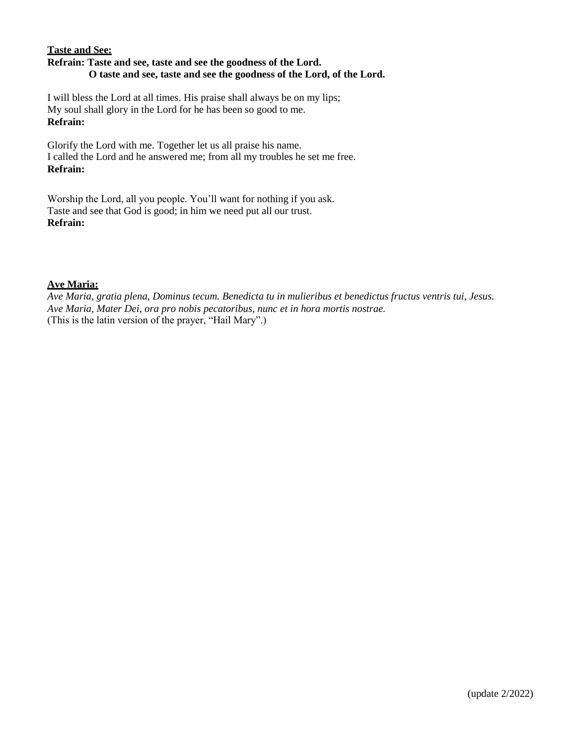**Taste and See:**

**Refrain: Taste and see, taste and see the goodness of the Lord.**
**O taste and see, taste and see the goodness of the Lord, of the Lord.**

I will bless the Lord at all times. His praise shall always be on my lips;
My soul shall glory in the Lord for he has been so good to me.
**Refrain:**

Glorify the Lord with me. Together let us all praise his name.
I called the Lord and he answered me; from all my troubles he set me free.
**Refrain:**

Worship the Lord, all you people. You'll want for nothing if you ask.
Taste and see that God is good; in him we need put all our trust.
**Refrain:**

**Ave Maria:**

*Ave Maria, gratia plena, Dominus tecum. Benedicta tu in mulieribus et benedictus fructus ventris tui, Jesus.*
*Ave Maria, Mater Dei, ora pro nobis pecatoribus, nunc et in hora mortis nostrae.*
(This is the latin version of the prayer, "Hail Mary".)

(update 2/2022)